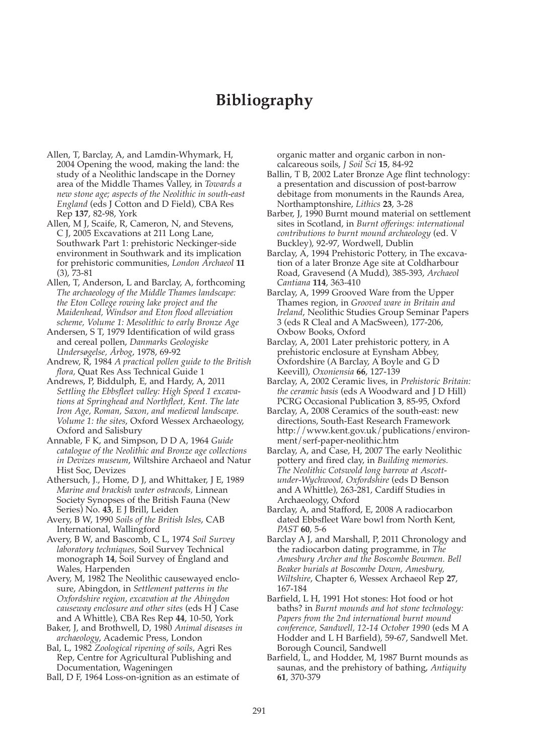# Bibliography

Allen, T, Barclay, A, and Lamdin-Whymark, H, 2004 Opening the wood, making the land: the study of a Neolithic landscape in the Dorney area of the Middle Thames Valley, in *Towards a new stone age; aspects of the Neolithic in south-east England* (eds J Cotton and D Field), CBA Res Rep **137**, 82-98, York

Allen, M J, Scaife, R, Cameron, N, and Stevens, C J, 2005 Excavations at 211 Long Lane, Southwark Part 1: prehistoric Neckinger-side environment in Southwark and its implication for prehistoric communities, *London Archaeol* **11** (3), 73-81

Allen, T, Anderson, L and Barclay, A, forthcoming *The archaeology of the Middle Thames landscape: the Eton College rowing lake project and the Maidenhead, Windsor and Eton flood alleviation scheme, Volume 1: Mesolithic to early Bronze Age*

Andersen, S T, 1979 Identification of wild grass and cereal pollen, *Danmarks Geologiske Undersøgelse, Årbog*, 1978, 69-92

Andrew, R, 1984 *A practical pollen guide to the British flora,* Quat Res Ass Technical Guide 1

Andrews, P, Biddulph, E, and Hardy, A, 2011 *Settling the Ebbsfleet valley: High Speed 1 excavations at Springhead and Northfleet, Kent. The late Iron Age, Roman, Saxon, and medieval landscape. Volume 1: the sites*, Oxford Wessex Archaeology, Oxford and Salisbury

Annable, F K, and Simpson, D D A, 1964 *Guide catalogue of the Neolithic and Bronze age collections in Devizes museum*, Wiltshire Archaeol and Natur Hist Soc, Devizes

Athersuch, J., Home, D J, and Whittaker, J E, 1989 *Marine and brackish water ostracods*, Linnean Society Synopses of the British Fauna (New Series) No. **43**, E J Brill, Leiden

Avery, B W, 1990 *Soils of the British Isles*, CAB International, Wallingford

Avery, B W, and Bascomb, C L, 1974 *Soil Survey laboratory techniques,* Soil Survey Technical monograph **14**, Soil Survey of England and Wales, Harpenden

Avery, M, 1982 The Neolithic causewayed enclosure, Abingdon, in *Settlement patterns in the Oxfordshire region, excavation at the Abingdon causeway enclosure and other sites* (eds H J Case and A Whittle), CBA Res Rep **44**, 10-50, York

Baker, J, and Brothwell, D, 1980 *Animal diseases in archaeology*, Academic Press, London

Bal, L, 1982 *Zoological ripening of soils*, Agri Res Rep, Centre for Agricultural Publishing and Documentation, Wageningen

Ball, D F, 1964 Loss-on-ignition as an estimate of organic matter and organic carbon in non-calcareous soils, *J Soil Sci* **15**, 84-92

Ballin, T B, 2002 Later Bronze Age flint technology: a presentation and discussion of post-barrow debitage from monuments in the Raunds Area, Northamptonshire, *Lithics* **23**, 3-28

Barber, J, 1990 Burnt mound material on settlement sites in Scotland, in *Burnt offerings: international contributions to burnt mound archaeology* (ed. V Buckley), 92-97, Wordwell, Dublin

Barclay, A, 1994 Prehistoric Pottery, in The excavation of a later Bronze Age site at Coldharbour Road, Gravesend (A Mudd), 385-393, *Archaeol Cantiana* **114**, 363-410

Barclay, A, 1999 Grooved Ware from the Upper Thames region, in *Grooved ware in Britain and Ireland*, Neolithic Studies Group Seminar Papers 3 (eds R Cleal and A MacSween), 177-206, Oxbow Books, Oxford

Barclay, A, 2001 Later prehistoric pottery, in A prehistoric enclosure at Eynsham Abbey, Oxfordshire (A Barclay, A Boyle and G D Keevill), *Oxoniensia* **66**, 127-139

Barclay, A, 2002 Ceramic lives, in *Prehistoric Britain: the ceramic basis* (eds A Woodward and J D Hill) PCRG Occasional Publication **3**, 85-95, Oxford

Barclay, A, 2008 Ceramics of the south-east: new directions, South-East Research Framework http://www.kent.gov.uk/publications/environment/serf-paper-neolithic.htm

Barclay, A, and Case, H, 2007 The early Neolithic pottery and fired clay, in *Building memories. The Neolithic Cotswold long barrow at Ascott-under-Wychwood, Oxfordshire* (eds D Benson and A Whittle), 263-281, Cardiff Studies in Archaeology, Oxford

Barclay, A, and Stafford, E, 2008 A radiocarbon dated Ebbsfleet Ware bowl from North Kent, *PAST* **60**, 5-6

Barclay A J, and Marshall, P, 2011 Chronology and the radiocarbon dating programme, in *The Amesbury Archer and the Boscombe Bowmen. Bell Beaker burials at Boscombe Down, Amesbury, Wiltshire*, Chapter 6, Wessex Archaeol Rep **27**, 167-184

Barfield, L H, 1991 Hot stones: Hot food or hot baths? in *Burnt mounds and hot stone technology: Papers from the 2nd international burnt mound conference, Sandwell, 12-14 October 1990* (eds M A Hodder and L H Barfield), 59-67, Sandwell Met. Borough Council, Sandwell

Barfield, L, and Hodder, M, 1987 Burnt mounds as saunas, and the prehistory of bathing, *Antiquity* **61**, 370-379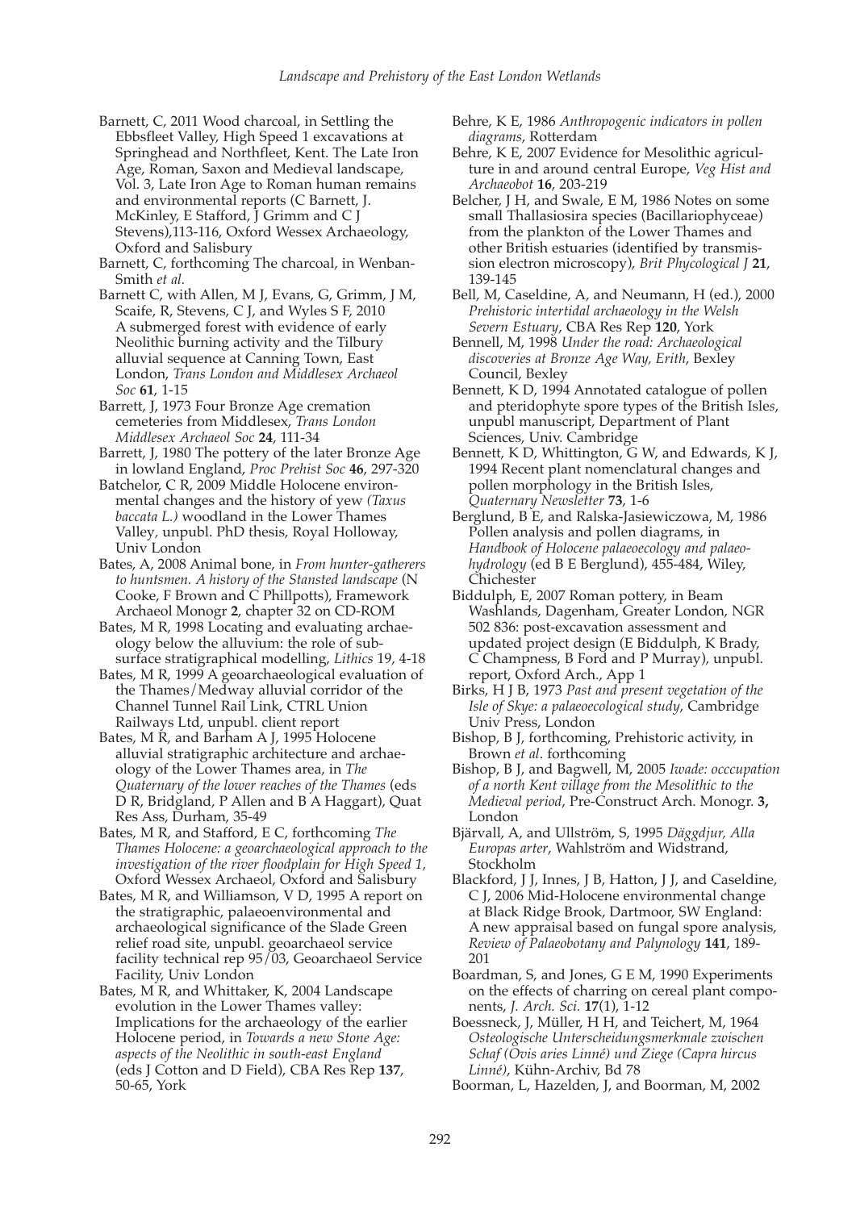Barnett, C, 2011 Wood charcoal, in Settling the Ebbsfleet Valley, High Speed 1 excavations at Springhead and Northfleet, Kent. The Late Iron Age, Roman, Saxon and Medieval landscape, Vol. 3, Late Iron Age to Roman human remains and environmental reports (C Barnett, J. McKinley, E Stafford, J Grimm and C J Stevens),113-116, Oxford Wessex Archaeology, Oxford and Salisbury

Barnett, C, forthcoming The charcoal, in Wenban-Smith *et al.*

Barnett C, with Allen, M J, Evans, G, Grimm, J M, Scaife, R, Stevens, C J, and Wyles S F, 2010 A submerged forest with evidence of early Neolithic burning activity and the Tilbury alluvial sequence at Canning Town, East London, *Trans London and Middlesex Archaeol Soc* **61**, 1-15

Barrett, J, 1973 Four Bronze Age cremation cemeteries from Middlesex, *Trans London Middlesex Archaeol Soc* **24**, 111-34

Barrett, J, 1980 The pottery of the later Bronze Age in lowland England, *Proc Prehist Soc* **46**, 297-320

Batchelor, C R, 2009 Middle Holocene environmental changes and the history of yew *(Taxus baccata L.)* woodland in the Lower Thames Valley, unpubl. PhD thesis, Royal Holloway, Univ London

Bates, A, 2008 Animal bone, in *From hunter-gatherers to huntsmen. A history of the Stansted landscape* (N Cooke, F Brown and C Phillpotts), Framework Archaeol Monogr **2**, chapter 32 on CD-ROM

Bates, M R, 1998 Locating and evaluating archaeology below the alluvium: the role of sub-surface stratigraphical modelling, *Lithics* 19, 4-18

Bates, M R, 1999 A geoarchaeological evaluation of the Thames/Medway alluvial corridor of the Channel Tunnel Rail Link, CTRL Union Railways Ltd, unpubl. client report

Bates, M R, and Barham A J, 1995 Holocene alluvial stratigraphic architecture and archaeology of the Lower Thames area, in *The Quaternary of the lower reaches of the Thames* (eds D R, Bridgland, P Allen and B A Haggart), Quat Res Ass, Durham, 35-49

Bates, M R, and Stafford, E C, forthcoming *The Thames Holocene: a geoarchaeological approach to the investigation of the river floodplain for High Speed 1*, Oxford Wessex Archaeol, Oxford and Salisbury

Bates, M R, and Williamson, V D, 1995 A report on the stratigraphic, palaeoenvironmental and archaeological significance of the Slade Green relief road site, unpubl. geoarchaeol service facility technical rep 95/03, Geoarchaeol Service Facility, Univ London

Bates, M R, and Whittaker, K, 2004 Landscape evolution in the Lower Thames valley: Implications for the archaeology of the earlier Holocene period, in *Towards a new Stone Age: aspects of the Neolithic in south-east England* (eds J Cotton and D Field), CBA Res Rep **137**, 50-65, York

Behre, K E, 1986 *Anthropogenic indicators in pollen diagrams*, Rotterdam

Behre, K E, 2007 Evidence for Mesolithic agriculture in and around central Europe, *Veg Hist and Archaeobot* **16**, 203-219

Belcher, J H, and Swale, E M, 1986 Notes on some small Thallasiosira species (Bacillariophyceae) from the plankton of the Lower Thames and other British estuaries (identified by transmission electron microscopy), *Brit Phycological J* **21**, 139-145

Bell, M, Caseldine, A, and Neumann, H (ed.), 2000 *Prehistoric intertidal archaeology in the Welsh Severn Estuary*, CBA Res Rep **120**, York

Bennell, M, 1998 *Under the road: Archaeological discoveries at Bronze Age Way, Erith*, Bexley Council, Bexley

Bennett, K D, 1994 Annotated catalogue of pollen and pteridophyte spore types of the British Isles, unpubl manuscript, Department of Plant Sciences, Univ. Cambridge

Bennett, K D, Whittington, G W, and Edwards, K J, 1994 Recent plant nomenclatural changes and pollen morphology in the British Isles, *Quaternary Newsletter* **73**, 1-6

Berglund, B E, and Ralska-Jasiewiczowa, M, 1986 Pollen analysis and pollen diagrams, in *Handbook of Holocene palaeoecology and palaeohydrology* (ed B E Berglund), 455-484, Wiley, Chichester

Biddulph, E, 2007 Roman pottery, in Beam Washlands, Dagenham, Greater London, NGR 502 836: post-excavation assessment and updated project design (E Biddulph, K Brady, C Champness, B Ford and P Murray), unpubl. report, Oxford Arch., App 1

Birks, H J B, 1973 *Past and present vegetation of the Isle of Skye: a palaeoecological study*, Cambridge Univ Press, London

Bishop, B J, forthcoming, Prehistoric activity, in Brown *et al*. forthcoming

Bishop, B J, and Bagwell, M, 2005 *Iwade: occcupation of a north Kent village from the Mesolithic to the Medieval period*, Pre-Construct Arch. Monogr. **3,** London

Bjärvall, A, and Ullström, S, 1995 *Däggdjur, Alla Europas arter*, Wahlström and Widstrand, Stockholm

Blackford, J J, Innes, J B, Hatton, J J, and Caseldine, C J, 2006 Mid-Holocene environmental change at Black Ridge Brook, Dartmoor, SW England: A new appraisal based on fungal spore analysis, *Review of Palaeobotany and Palynology* **141**, 189-201

Boardman, S, and Jones, G E M, 1990 Experiments on the effects of charring on cereal plant components, *J. Arch. Sci.* **17**(1), 1-12

Boessneck, J, Müller, H H, and Teichert, M, 1964 *Osteologische Unterscheidungsmerkmale zwischen Schaf (Ovis aries Linné) und Ziege (Capra hircus Linné)*, Kühn-Archiv, Bd 78

Boorman, L, Hazelden, J, and Boorman, M, 2002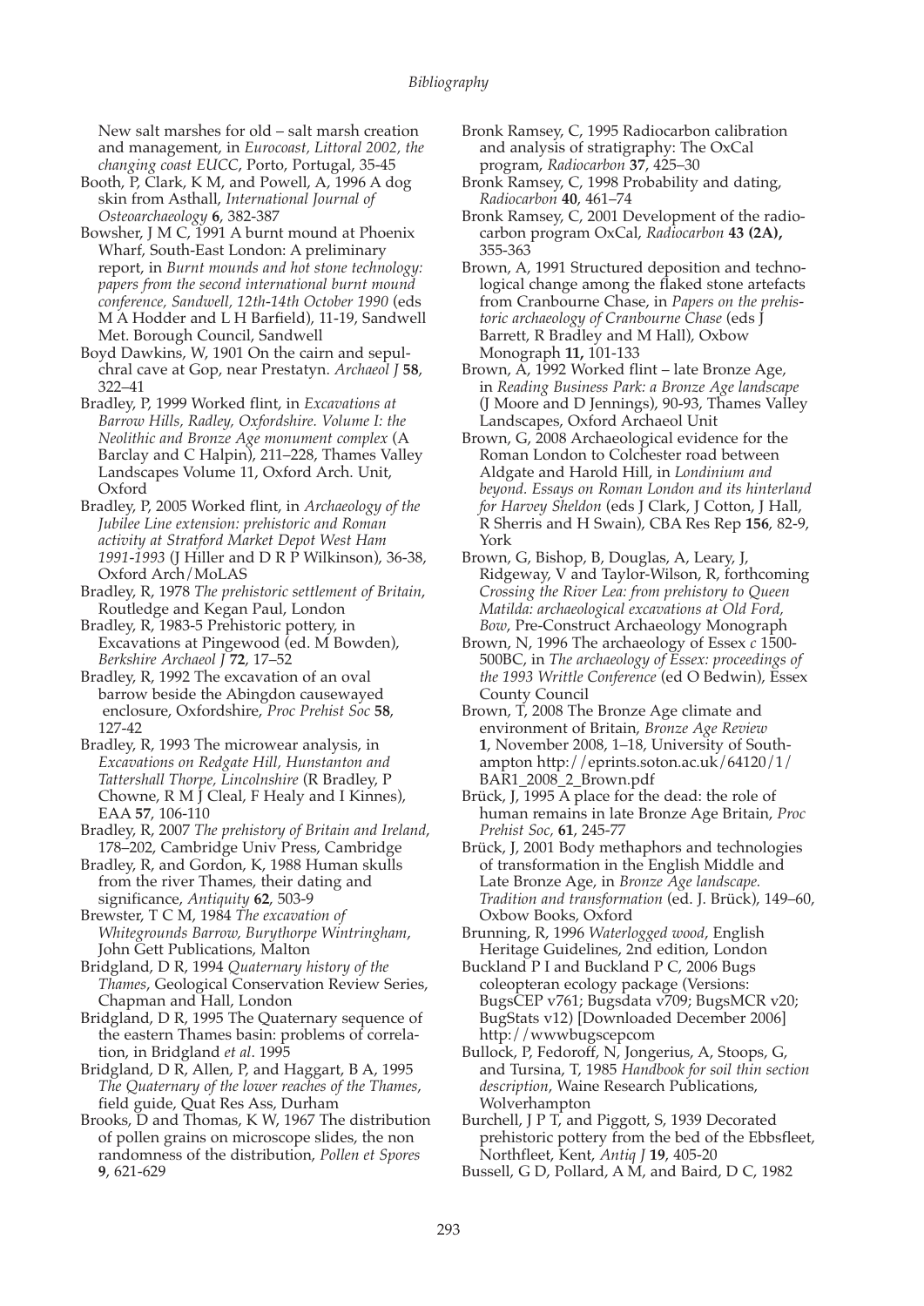New salt marshes for old – salt marsh creation and management, in *Eurocoast, Littoral 2002, the changing coast EUCC*, Porto, Portugal, 35-45

Booth, P, Clark, K M, and Powell, A, 1996 A dog skin from Asthall, *International Journal of Osteoarchaeology* **6**, 382-387

Bowsher, J M C, 1991 A burnt mound at Phoenix Wharf, South-East London: A preliminary report, in *Burnt mounds and hot stone technology: papers from the second international burnt mound conference, Sandwell, 12th-14th October 1990* (eds M A Hodder and L H Barfield), 11-19, Sandwell Met. Borough Council, Sandwell

Boyd Dawkins, W, 1901 On the cairn and sepulchral cave at Gop, near Prestatyn. *Archaeol J* **58**, 322–41

Bradley, P, 1999 Worked flint, in *Excavations at Barrow Hills, Radley, Oxfordshire. Volume I: the Neolithic and Bronze Age monument complex* (A Barclay and C Halpin), 211–228, Thames Valley Landscapes Volume 11, Oxford Arch. Unit, Oxford

Bradley, P, 2005 Worked flint, in *Archaeology of the Jubilee Line extension: prehistoric and Roman activity at Stratford Market Depot West Ham 1991-1993* (J Hiller and D R P Wilkinson), 36-38, Oxford Arch/MoLAS

Bradley, R, 1978 *The prehistoric settlement of Britain*, Routledge and Kegan Paul, London

Bradley, R, 1983-5 Prehistoric pottery, in Excavations at Pingewood (ed. M Bowden), *Berkshire Archaeol J* **72**, 17–52

Bradley, R, 1992 The excavation of an oval barrow beside the Abingdon causewayed enclosure, Oxfordshire, *Proc Prehist Soc* **58**, 127-42

Bradley, R, 1993 The microwear analysis, in *Excavations on Redgate Hill, Hunstanton and Tattershall Thorpe, Lincolnshire* (R Bradley, P Chowne, R M J Cleal, F Healy and I Kinnes), EAA **57**, 106-110

Bradley, R, 2007 *The prehistory of Britain and Ireland*, 178–202, Cambridge Univ Press, Cambridge

Bradley, R, and Gordon, K, 1988 Human skulls from the river Thames, their dating and significance, *Antiquity* **62**, 503-9

Brewster, T C M, 1984 *The excavation of Whitegrounds Barrow, Burythorpe Wintringham*, John Gett Publications, Malton

Bridgland, D R, 1994 *Quaternary history of the Thames*, Geological Conservation Review Series, Chapman and Hall, London

Bridgland, D R, 1995 The Quaternary sequence of the eastern Thames basin: problems of correlation, in Bridgland *et al*. 1995

Bridgland, D R, Allen, P, and Haggart, B A, 1995 *The Quaternary of the lower reaches of the Thames*, field guide, Quat Res Ass, Durham

Brooks, D and Thomas, K W, 1967 The distribution of pollen grains on microscope slides, the non randomness of the distribution, *Pollen et Spores* **9**, 621-629

Bronk Ramsey, C, 1995 Radiocarbon calibration and analysis of stratigraphy: The OxCal program, *Radiocarbon* **37**, 425–30

Bronk Ramsey, C, 1998 Probability and dating, *Radiocarbon* **40**, 461–74

Bronk Ramsey, C, 2001 Development of the radiocarbon program OxCal, *Radiocarbon* **43 (2A),** 355-363

Brown, A, 1991 Structured deposition and technological change among the flaked stone artefacts from Cranbourne Chase, in *Papers on the prehistoric archaeology of Cranbourne Chase* (eds J Barrett, R Bradley and M Hall), Oxbow Monograph **11,** 101-133

Brown, A, 1992 Worked flint – late Bronze Age, in *Reading Business Park: a Bronze Age landscape* (J Moore and D Jennings), 90-93, Thames Valley Landscapes, Oxford Archaeol Unit

Brown, G, 2008 Archaeological evidence for the Roman London to Colchester road between Aldgate and Harold Hill, in *Londinium and beyond. Essays on Roman London and its hinterland for Harvey Sheldon* (eds J Clark, J Cotton, J Hall, R Sherris and H Swain), CBA Res Rep **156**, 82-9, York

Brown, G, Bishop, B, Douglas, A, Leary, J, Ridgeway, V and Taylor-Wilson, R, forthcoming *Crossing the River Lea: from prehistory to Queen Matilda: archaeological excavations at Old Ford, Bow*, Pre-Construct Archaeology Monograph

Brown, N, 1996 The archaeology of Essex *c* 1500-500BC, in *The archaeology of Essex: proceedings of the 1993 Writtle Conference* (ed O Bedwin), Essex County Council

Brown, T, 2008 The Bronze Age climate and environment of Britain, *Bronze Age Review* **1**, November 2008, 1–18, University of Southampton http://eprints.soton.ac.uk/64120/1/BAR1_2008_2_Brown.pdf

Brück, J, 1995 A place for the dead: the role of human remains in late Bronze Age Britain, *Proc Prehist Soc,* **61**, 245-77

Brück, J, 2001 Body methaphors and technologies of transformation in the English Middle and Late Bronze Age, in *Bronze Age landscape. Tradition and transformation* (ed. J. Brück), 149–60, Oxbow Books, Oxford

Brunning, R, 1996 *Waterlogged wood*, English Heritage Guidelines, 2nd edition, London

Buckland P I and Buckland P C, 2006 Bugs coleopteran ecology package (Versions: BugsCEP v761; Bugsdata v709; BugsMCR v20; BugStats v12) [Downloaded December 2006] http://wwwbugscepcom

Bullock, P, Fedoroff, N, Jongerius, A, Stoops, G, and Tursina, T, 1985 *Handbook for soil thin section description*, Waine Research Publications, Wolverhampton

Burchell, J P T, and Piggott, S, 1939 Decorated prehistoric pottery from the bed of the Ebbsfleet, Northfleet, Kent, *Antiq J* **19**, 405-20

Bussell, G D, Pollard, A M, and Baird, D C, 1982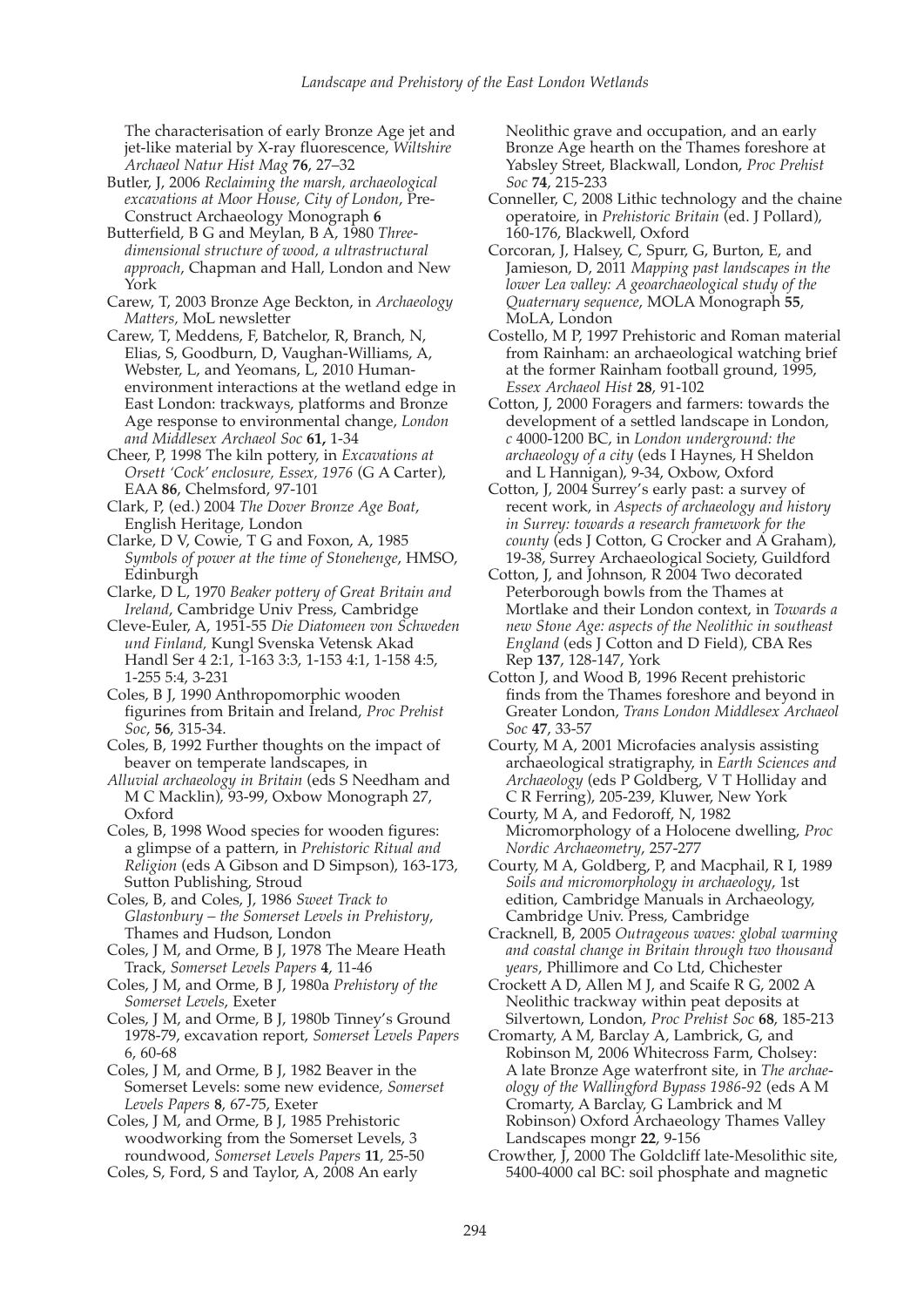The characterisation of early Bronze Age jet and jet-like material by X-ray fluorescence, *Wiltshire Archaeol Natur Hist Mag* **76**, 27–32

Butler, J, 2006 *Reclaiming the marsh, archaeological excavations at Moor House, City of London*, Pre-Construct Archaeology Monograph **6**

Butterfield, B G and Meylan, B A, 1980 *Three-dimensional structure of wood, a ultrastructural approach*, Chapman and Hall, London and New York

Carew, T, 2003 Bronze Age Beckton, in *Archaeology Matters,* MoL newsletter

Carew, T, Meddens, F, Batchelor, R, Branch, N, Elias, S, Goodburn, D, Vaughan-Williams, A, Webster, L, and Yeomans, L, 2010 Human-environment interactions at the wetland edge in East London: trackways, platforms and Bronze Age response to environmental change, *London and Middlesex Archaeol Soc* **61,** 1-34

Cheer, P, 1998 The kiln pottery, in *Excavations at Orsett 'Cock' enclosure, Essex, 1976* (G A Carter), EAA **86**, Chelmsford, 97-101

Clark, P, (ed.) 2004 *The Dover Bronze Age Boat*, English Heritage, London

Clarke, D V, Cowie, T G and Foxon, A, 1985 *Symbols of power at the time of Stonehenge*, HMSO, Edinburgh

Clarke, D L, 1970 *Beaker pottery of Great Britain and Ireland*, Cambridge Univ Press, Cambridge

Cleve-Euler, A, 1951-55 *Die Diatomeen von Schweden und Finland,* Kungl Svenska Vetensk Akad Handl Ser 4 2:1, 1-163 3:3, 1-153 4:1, 1-158 4:5, 1-255 5:4, 3-231

Coles, B J, 1990 Anthropomorphic wooden figurines from Britain and Ireland, *Proc Prehist Soc*, **56**, 315-34.

Coles, B, 1992 Further thoughts on the impact of beaver on temperate landscapes, in *Alluvial archaeology in Britain* (eds S Needham and M C Macklin), 93-99, Oxbow Monograph 27, Oxford

Coles, B, 1998 Wood species for wooden figures: a glimpse of a pattern, in *Prehistoric Ritual and Religion* (eds A Gibson and D Simpson), 163-173, Sutton Publishing, Stroud

Coles, B, and Coles, J, 1986 *Sweet Track to Glastonbury – the Somerset Levels in Prehistory*, Thames and Hudson, London

Coles, J M, and Orme, B J, 1978 The Meare Heath Track, *Somerset Levels Papers* **4**, 11-46

Coles, J M, and Orme, B J, 1980a *Prehistory of the Somerset Levels*, Exeter

Coles, J M, and Orme, B J, 1980b Tinney's Ground 1978-79, excavation report, *Somerset Levels Papers* 6, 60-68

Coles, J M, and Orme, B J, 1982 Beaver in the Somerset Levels: some new evidence, *Somerset Levels Papers* **8**, 67-75, Exeter

Coles, J M, and Orme, B J, 1985 Prehistoric woodworking from the Somerset Levels, 3 roundwood, *Somerset Levels Papers* **11**, 25-50

Coles, S, Ford, S and Taylor, A, 2008 An early Neolithic grave and occupation, and an early Bronze Age hearth on the Thames foreshore at Yabsley Street, Blackwall, London, *Proc Prehist Soc* **74**, 215-233

Conneller, C, 2008 Lithic technology and the chaine operatoire, in *Prehistoric Britain* (ed. J Pollard), 160-176, Blackwell, Oxford

Corcoran, J, Halsey, C, Spurr, G, Burton, E, and Jamieson, D, 2011 *Mapping past landscapes in the lower Lea valley: A geoarchaeological study of the Quaternary sequence*, MOLA Monograph **55**, MoLA, London

Costello, M P, 1997 Prehistoric and Roman material from Rainham: an archaeological watching brief at the former Rainham football ground, 1995, *Essex Archaeol Hist* **28**, 91-102

Cotton, J, 2000 Foragers and farmers: towards the development of a settled landscape in London, *c* 4000-1200 BC, in *London underground: the archaeology of a city* (eds I Haynes, H Sheldon and L Hannigan), 9-34, Oxbow, Oxford

Cotton, J, 2004 Surrey's early past: a survey of recent work, in *Aspects of archaeology and history in Surrey: towards a research framework for the county* (eds J Cotton, G Crocker and A Graham), 19-38, Surrey Archaeological Society, Guildford

Cotton, J, and Johnson, R 2004 Two decorated Peterborough bowls from the Thames at Mortlake and their London context, in *Towards a new Stone Age: aspects of the Neolithic in southeast England* (eds J Cotton and D Field), CBA Res Rep **137**, 128-147, York

Cotton J, and Wood B, 1996 Recent prehistoric finds from the Thames foreshore and beyond in Greater London, *Trans London Middlesex Archaeol Soc* **47**, 33-57

Courty, M A, 2001 Microfacies analysis assisting archaeological stratigraphy, in *Earth Sciences and Archaeology* (eds P Goldberg, V T Holliday and C R Ferring), 205-239, Kluwer, New York

Courty, M A, and Fedoroff, N, 1982 Micromorphology of a Holocene dwelling, *Proc Nordic Archaeometry*, 257-277

Courty, M A, Goldberg, P, and Macphail, R I, 1989 *Soils and micromorphology in archaeology*, 1st edition, Cambridge Manuals in Archaeology, Cambridge Univ. Press, Cambridge

Cracknell, B, 2005 *Outrageous waves: global warming and coastal change in Britain through two thousand years*, Phillimore and Co Ltd, Chichester

Crockett A D, Allen M J, and Scaife R G, 2002 A Neolithic trackway within peat deposits at Silvertown, London, *Proc Prehist Soc* **68**, 185-213

Cromarty, A M, Barclay A, Lambrick, G, and Robinson M, 2006 Whitecross Farm, Cholsey: A late Bronze Age waterfront site, in *The archaeology of the Wallingford Bypass 1986-92* (eds A M Cromarty, A Barclay, G Lambrick and M Robinson) Oxford Archaeology Thames Valley Landscapes mongr **22**, 9-156

Crowther, J, 2000 The Goldcliff late-Mesolithic site, 5400-4000 cal BC: soil phosphate and magnetic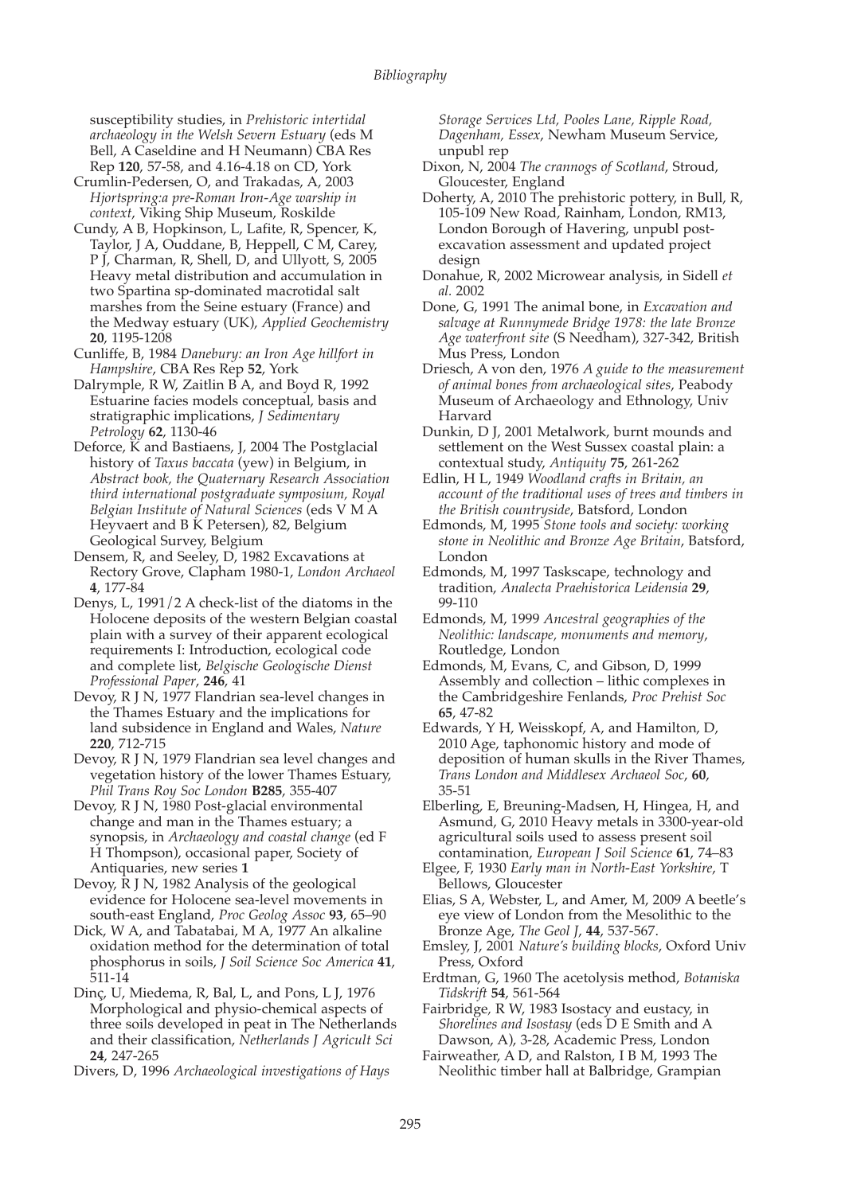susceptibility studies, in *Prehistoric intertidal archaeology in the Welsh Severn Estuary* (eds M Bell, A Caseldine and H Neumann) CBA Res Rep **120**, 57-58, and 4.16-4.18 on CD, York

Crumlin-Pedersen, O, and Trakadas, A, 2003 *Hjortspring:a pre-Roman Iron-Age warship in context*, Viking Ship Museum, Roskilde

Cundy, A B, Hopkinson, L, Lafite, R, Spencer, K, Taylor, J A, Ouddane, B, Heppell, C M, Carey, P J, Charman, R, Shell, D, and Ullyott, S, 2005 Heavy metal distribution and accumulation in two Spartina sp-dominated macrotidal salt marshes from the Seine estuary (France) and the Medway estuary (UK), *Applied Geochemistry* **20**, 1195-1208

Cunliffe, B, 1984 *Danebury: an Iron Age hillfort in Hampshire*, CBA Res Rep **52**, York

Dalrymple, R W, Zaitlin B A, and Boyd R, 1992 Estuarine facies models conceptual, basis and stratigraphic implications, *J Sedimentary Petrology* **62**, 1130-46

Deforce, K and Bastiaens, J, 2004 The Postglacial history of *Taxus baccata* (yew) in Belgium, in *Abstract book, the Quaternary Research Association third international postgraduate symposium, Royal Belgian Institute of Natural Sciences* (eds V M A Heyvaert and B K Petersen), 82, Belgium Geological Survey, Belgium

Densem, R, and Seeley, D, 1982 Excavations at Rectory Grove, Clapham 1980-1, *London Archaeol* **4**, 177-84

Denys, L, 1991/2 A check-list of the diatoms in the Holocene deposits of the western Belgian coastal plain with a survey of their apparent ecological requirements I: Introduction, ecological code and complete list, *Belgische Geologische Dienst Professional Paper*, **246**, 41

Devoy, R J N, 1977 Flandrian sea-level changes in the Thames Estuary and the implications for land subsidence in England and Wales, *Nature* **220**, 712-715

Devoy, R J N, 1979 Flandrian sea level changes and vegetation history of the lower Thames Estuary, *Phil Trans Roy Soc London* **B285**, 355-407

Devoy, R J N, 1980 Post-glacial environmental change and man in the Thames estuary; a synopsis, in *Archaeology and coastal change* (ed F H Thompson), occasional paper, Society of Antiquaries, new series **1**

Devoy, R J N, 1982 Analysis of the geological evidence for Holocene sea-level movements in south-east England, *Proc Geolog Assoc* **93**, 65–90

Dick, W A, and Tabatabai, M A, 1977 An alkaline oxidation method for the determination of total phosphorus in soils, *J Soil Science Soc America* **41**, 511-14

Dinç, U, Miedema, R, Bal, L, and Pons, L J, 1976 Morphological and physio-chemical aspects of three soils developed in peat in The Netherlands and their classification, *Netherlands J Agricult Sci* **24**, 247-265

Divers, D, 1996 *Archaeological investigations of Hays Storage Services Ltd, Pooles Lane, Ripple Road, Dagenham, Essex*, Newham Museum Service, unpubl rep

Dixon, N, 2004 *The crannogs of Scotland*, Stroud, Gloucester, England

Doherty, A, 2010 The prehistoric pottery, in Bull, R, 105-109 New Road, Rainham, London, RM13, London Borough of Havering, unpubl post-excavation assessment and updated project design

Donahue, R, 2002 Microwear analysis, in Sidell *et al.* 2002

Done, G, 1991 The animal bone, in *Excavation and salvage at Runnymede Bridge 1978: the late Bronze Age waterfront site* (S Needham), 327-342, British Mus Press, London

Driesch, A von den, 1976 *A guide to the measurement of animal bones from archaeological sites*, Peabody Museum of Archaeology and Ethnology, Univ Harvard

Dunkin, D J, 2001 Metalwork, burnt mounds and settlement on the West Sussex coastal plain: a contextual study, *Antiquity* **75**, 261-262

Edlin, H L, 1949 *Woodland crafts in Britain, an account of the traditional uses of trees and timbers in the British countryside*, Batsford, London

Edmonds, M, 1995 *Stone tools and society: working stone in Neolithic and Bronze Age Britain*, Batsford, London

Edmonds, M, 1997 Taskscape, technology and tradition, *Analecta Praehistorica Leidensia* **29**, 99-110

Edmonds, M, 1999 *Ancestral geographies of the Neolithic: landscape, monuments and memory*, Routledge, London

Edmonds, M, Evans, C, and Gibson, D, 1999 Assembly and collection – lithic complexes in the Cambridgeshire Fenlands, *Proc Prehist Soc* **65**, 47-82

Edwards, Y H, Weisskopf, A, and Hamilton, D, 2010 Age, taphonomic history and mode of deposition of human skulls in the River Thames, *Trans London and Middlesex Archaeol Soc*, **60**, 35-51

Elberling, E, Breuning-Madsen, H, Hingea, H, and Asmund, G, 2010 Heavy metals in 3300-year-old agricultural soils used to assess present soil contamination, *European J Soil Science* **61**, 74–83

Elgee, F, 1930 *Early man in North-East Yorkshire*, T Bellows, Gloucester

Elias, S A, Webster, L, and Amer, M, 2009 A beetle's eye view of London from the Mesolithic to the Bronze Age, *The Geol J*, **44**, 537-567.

Emsley, J, 2001 *Nature's building blocks*, Oxford Univ Press, Oxford

Erdtman, G, 1960 The acetolysis method, *Botaniska Tidskrift* **54**, 561-564

Fairbridge, R W, 1983 Isostacy and eustacy, in *Shorelines and Isostasy* (eds D E Smith and A Dawson, A), 3-28, Academic Press, London

Fairweather, A D, and Ralston, I B M, 1993 The Neolithic timber hall at Balbridge, Grampian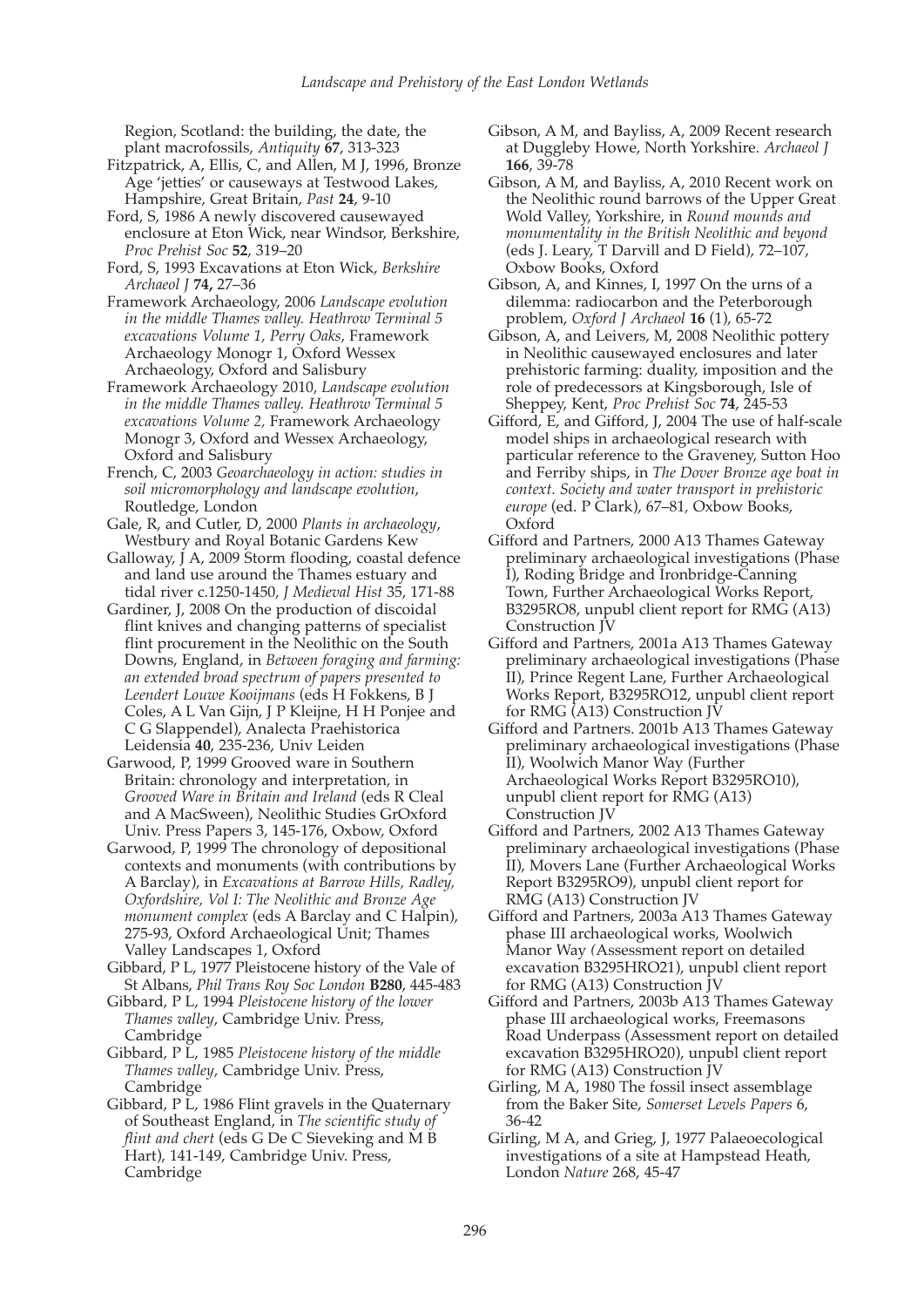Region, Scotland: the building, the date, the plant macrofossils, *Antiquity* **67**, 313-323

Fitzpatrick, A, Ellis, C, and Allen, M J, 1996, Bronze Age 'jetties' or causeways at Testwood Lakes, Hampshire, Great Britain, *Past* **24**, 9-10

Ford, S, 1986 A newly discovered causewayed enclosure at Eton Wick, near Windsor, Berkshire, *Proc Prehist Soc* **52**, 319–20

Ford, S, 1993 Excavations at Eton Wick, *Berkshire Archaeol J* **74,** 27–36

Framework Archaeology, 2006 *Landscape evolution in the middle Thames valley. Heathrow Terminal 5 excavations Volume 1, Perry Oaks*, Framework Archaeology Monogr 1, Oxford Wessex Archaeology, Oxford and Salisbury

Framework Archaeology 2010, *Landscape evolution in the middle Thames valley. Heathrow Terminal 5 excavations Volume 2,* Framework Archaeology Monogr 3, Oxford and Wessex Archaeology, Oxford and Salisbury

French, C, 2003 *Geoarchaeology in action: studies in soil micromorphology and landscape evolution*, Routledge, London

Gale, R, and Cutler, D, 2000 *Plants in archaeology*, Westbury and Royal Botanic Gardens Kew

Galloway, J A, 2009 Storm flooding, coastal defence and land use around the Thames estuary and tidal river c.1250-1450, *J Medieval Hist* 35, 171-88

Gardiner, J, 2008 On the production of discoidal flint knives and changing patterns of specialist flint procurement in the Neolithic on the South Downs, England, in *Between foraging and farming: an extended broad spectrum of papers presented to Leendert Louwe Kooijmans* (eds H Fokkens, B J Coles, A L Van Gijn, J P Kleijne, H H Ponjee and C G Slappendel), Analecta Praehistorica Leidensia **40**, 235-236, Univ Leiden

Garwood, P, 1999 Grooved ware in Southern Britain: chronology and interpretation, in *Grooved Ware in Britain and Ireland* (eds R Cleal and A MacSween), Neolithic Studies GrOxford Univ. Press Papers 3, 145-176, Oxbow, Oxford

Garwood, P, 1999 The chronology of depositional contexts and monuments (with contributions by A Barclay), in *Excavations at Barrow Hills, Radley, Oxfordshire, Vol I: The Neolithic and Bronze Age monument complex* (eds A Barclay and C Halpin), 275-93, Oxford Archaeological Unit; Thames Valley Landscapes 1, Oxford

Gibbard, P L, 1977 Pleistocene history of the Vale of St Albans, *Phil Trans Roy Soc London* **B280**, 445-483

Gibbard, P L, 1994 *Pleistocene history of the lower Thames valley*, Cambridge Univ. Press, Cambridge

Gibbard, P L, 1985 *Pleistocene history of the middle Thames valley*, Cambridge Univ. Press, Cambridge

Gibbard, P L, 1986 Flint gravels in the Quaternary of Southeast England, in *The scientific study of flint and chert* (eds G De C Sieveking and M B Hart), 141-149, Cambridge Univ. Press, Cambridge

Gibson, A M, and Bayliss, A, 2009 Recent research at Duggleby Howe, North Yorkshire. *Archaeol J* **166**, 39-78

Gibson, A M, and Bayliss, A, 2010 Recent work on the Neolithic round barrows of the Upper Great Wold Valley, Yorkshire, in *Round mounds and monumentality in the British Neolithic and beyond* (eds J. Leary, T Darvill and D Field), 72–107, Oxbow Books, Oxford

Gibson, A, and Kinnes, I, 1997 On the urns of a dilemma: radiocarbon and the Peterborough problem, *Oxford J Archaeol* **16** (1), 65-72

Gibson, A, and Leivers, M, 2008 Neolithic pottery in Neolithic causewayed enclosures and later prehistoric farming: duality, imposition and the role of predecessors at Kingsborough, Isle of Sheppey, Kent, *Proc Prehist Soc* **74**, 245-53

Gifford, E, and Gifford, J, 2004 The use of half-scale model ships in archaeological research with particular reference to the Graveney, Sutton Hoo and Ferriby ships, in *The Dover Bronze age boat in context. Society and water transport in prehistoric europe* (ed. P Clark), 67–81, Oxbow Books, Oxford

Gifford and Partners, 2000 A13 Thames Gateway preliminary archaeological investigations (Phase I), Roding Bridge and Ironbridge-Canning Town, Further Archaeological Works Report, B3295RO8, unpubl client report for RMG (A13) Construction JV

Gifford and Partners, 2001a A13 Thames Gateway preliminary archaeological investigations (Phase II), Prince Regent Lane, Further Archaeological Works Report, B3295RO12, unpubl client report for RMG (A13) Construction JV

Gifford and Partners. 2001b A13 Thames Gateway preliminary archaeological investigations (Phase II), Woolwich Manor Way (Further Archaeological Works Report B3295RO10), unpubl client report for RMG (A13) Construction JV

Gifford and Partners, 2002 A13 Thames Gateway preliminary archaeological investigations (Phase II), Movers Lane (Further Archaeological Works Report B3295RO9), unpubl client report for RMG (A13) Construction JV

Gifford and Partners, 2003a A13 Thames Gateway phase III archaeological works, Woolwich Manor Way (Assessment report on detailed excavation B3295HRO21), unpubl client report for RMG (A13) Construction JV

Gifford and Partners, 2003b A13 Thames Gateway phase III archaeological works, Freemasons Road Underpass (Assessment report on detailed excavation B3295HRO20), unpubl client report for RMG (A13) Construction JV

Girling, M A, 1980 The fossil insect assemblage from the Baker Site, *Somerset Levels Papers* 6, 36-42

Girling, M A, and Grieg, J, 1977 Palaeoecological investigations of a site at Hampstead Heath, London *Nature* 268, 45-47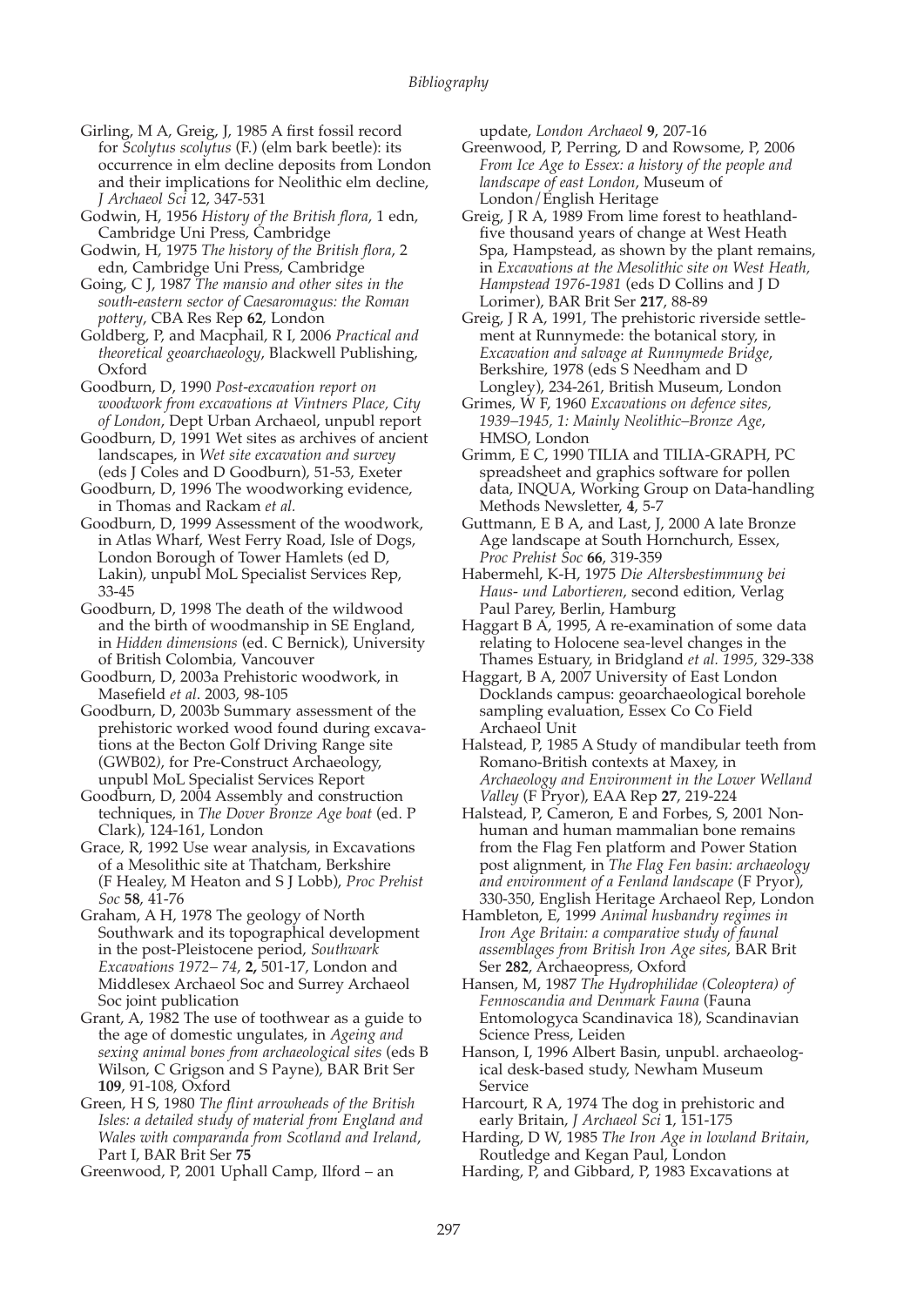Girling, M A, Greig, J, 1985 A first fossil record for *Scolytus scolytus* (F.) (elm bark beetle): its occurrence in elm decline deposits from London and their implications for Neolithic elm decline, *J Archaeol Sci* 12, 347-531

Godwin, H, 1956 *History of the British flora*, 1 edn, Cambridge Uni Press, Cambridge

Godwin, H, 1975 *The history of the British flora*, 2 edn, Cambridge Uni Press, Cambridge

Going, C J, 1987 *The mansio and other sites in the south-eastern sector of Caesaromagus: the Roman pottery*, CBA Res Rep **62**, London

Goldberg, P, and Macphail, R I, 2006 *Practical and theoretical geoarchaeology*, Blackwell Publishing, Oxford

Goodburn, D, 1990 *Post-excavation report on woodwork from excavations at Vintners Place, City of London*, Dept Urban Archaeol, unpubl report

Goodburn, D, 1991 Wet sites as archives of ancient landscapes, in *Wet site excavation and survey* (eds J Coles and D Goodburn), 51-53, Exeter

Goodburn, D, 1996 The woodworking evidence, in Thomas and Rackam *et al.*

Goodburn, D, 1999 Assessment of the woodwork, in Atlas Wharf, West Ferry Road, Isle of Dogs, London Borough of Tower Hamlets (ed D, Lakin), unpubl MoL Specialist Services Rep, 33-45

Goodburn, D, 1998 The death of the wildwood and the birth of woodmanship in SE England, in *Hidden dimensions* (ed. C Bernick), University of British Colombia, Vancouver

Goodburn, D, 2003a Prehistoric woodwork, in Masefield *et al*. 2003, 98-105

Goodburn, D, 2003b Summary assessment of the prehistoric worked wood found during excavations at the Becton Golf Driving Range site (GWB02), for Pre-Construct Archaeology, unpubl MoL Specialist Services Report

Goodburn, D, 2004 Assembly and construction techniques, in *The Dover Bronze Age boat* (ed. P Clark), 124-161, London

Grace, R, 1992 Use wear analysis, in Excavations of a Mesolithic site at Thatcham, Berkshire (F Healey, M Heaton and S J Lobb), *Proc Prehist Soc* **58**, 41-76

Graham, A H, 1978 The geology of North Southwark and its topographical development in the post-Pleistocene period, *Southwark Excavations 1972– 74*, **2,** 501-17, London and Middlesex Archaeol Soc and Surrey Archaeol Soc joint publication

Grant, A, 1982 The use of toothwear as a guide to the age of domestic ungulates, in *Ageing and sexing animal bones from archaeological sites* (eds B Wilson, C Grigson and S Payne), BAR Brit Ser **109**, 91-108, Oxford

Green, H S, 1980 *The flint arrowheads of the British Isles: a detailed study of material from England and Wales with comparanda from Scotland and Ireland*, Part I, BAR Brit Ser **75**

Greenwood, P, 2001 Uphall Camp, Ilford – an update, *London Archaeol* **9**, 207-16

Greenwood, P, Perring, D and Rowsome, P, 2006 *From Ice Age to Essex: a history of the people and landscape of east London*, Museum of London/English Heritage

Greig, J R A, 1989 From lime forest to heathland-five thousand years of change at West Heath Spa, Hampstead, as shown by the plant remains, in *Excavations at the Mesolithic site on West Heath, Hampstead 1976-1981* (eds D Collins and J D Lorimer), BAR Brit Ser **217**, 88-89

Greig, J R A, 1991, The prehistoric riverside settlement at Runnymede: the botanical story, in *Excavation and salvage at Runnymede Bridge*, Berkshire, 1978 (eds S Needham and D Longley), 234-261, British Museum, London

Grimes, W F, 1960 *Excavations on defence sites, 1939–1945, 1: Mainly Neolithic–Bronze Age*, HMSO, London

Grimm, E C, 1990 TILIA and TILIA-GRAPH, PC spreadsheet and graphics software for pollen data, INQUA, Working Group on Data-handling Methods Newsletter, **4**, 5-7

Guttmann, E B A, and Last, J, 2000 A late Bronze Age landscape at South Hornchurch, Essex, *Proc Prehist Soc* **66**, 319-359

Habermehl, K-H, 1975 *Die Altersbestimmung bei Haus- und Labortieren*, second edition, Verlag Paul Parey, Berlin, Hamburg

Haggart B A, 1995, A re-examination of some data relating to Holocene sea-level changes in the Thames Estuary, in Bridgland *et al. 1995,* 329-338

Haggart, B A, 2007 University of East London Docklands campus: geoarchaeological borehole sampling evaluation, Essex Co Co Field Archaeol Unit

Halstead, P, 1985 A Study of mandibular teeth from Romano-British contexts at Maxey, in *Archaeology and Environment in the Lower Welland Valley* (F Pryor), EAA Rep **27**, 219-224

Halstead, P, Cameron, E and Forbes, S, 2001 Non-human and human mammalian bone remains from the Flag Fen platform and Power Station post alignment, in *The Flag Fen basin: archaeology and environment of a Fenland landscape* (F Pryor), 330-350, English Heritage Archaeol Rep, London

Hambleton, E, 1999 *Animal husbandry regimes in Iron Age Britain: a comparative study of faunal assemblages from British Iron Age sites*, BAR Brit Ser **282**, Archaeopress, Oxford

Hansen, M, 1987 *The Hydrophilidae (Coleoptera) of Fennoscandia and Denmark Fauna* (Fauna Entomologyca Scandinavica 18), Scandinavian Science Press, Leiden

Hanson, I, 1996 Albert Basin, unpubl. archaeological desk-based study, Newham Museum Service

Harcourt, R A, 1974 The dog in prehistoric and early Britain, *J Archaeol Sci* **1**, 151-175

Harding, D W, 1985 *The Iron Age in lowland Britain*, Routledge and Kegan Paul, London

Harding, P, and Gibbard, P, 1983 Excavations at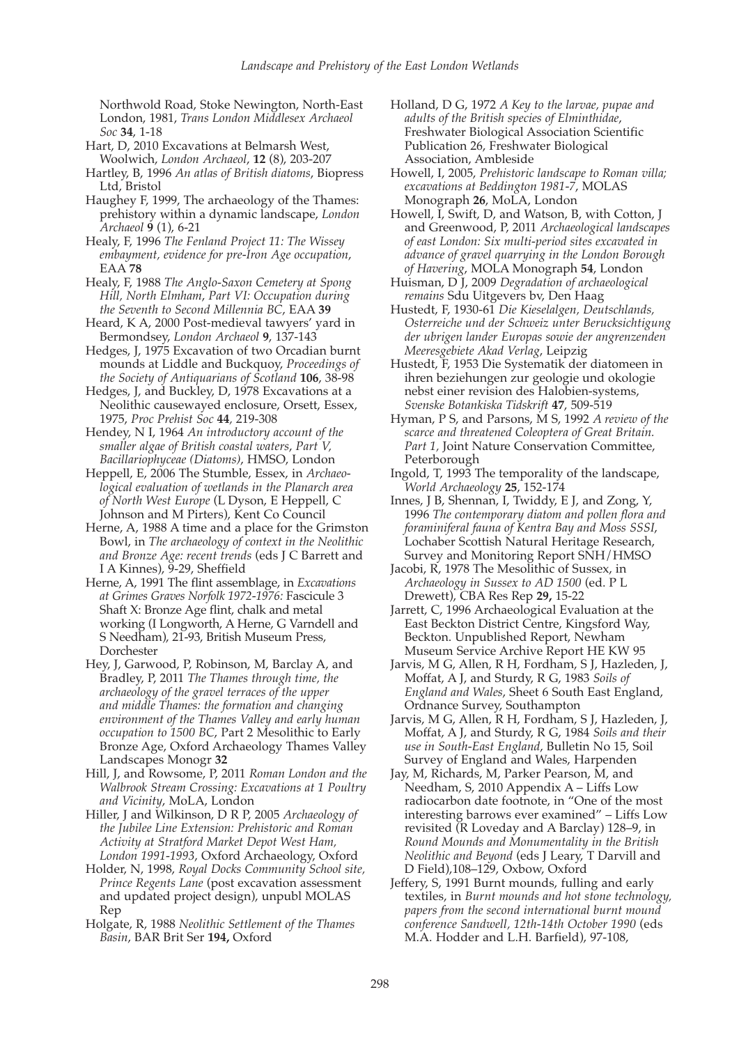Northwold Road, Stoke Newington, North-East London, 1981, *Trans London Middlesex Archaeol Soc* **34**, 1-18

Hart, D, 2010 Excavations at Belmarsh West, Woolwich, *London Archaeol*, **12** (8), 203-207

Hartley, B, 1996 *An atlas of British diatoms*, Biopress Ltd, Bristol

Haughey F, 1999, The archaeology of the Thames: prehistory within a dynamic landscape, *London Archaeol* **9** (1), 6-21

Healy, F, 1996 *The Fenland Project 11: The Wissey embayment, evidence for pre-Iron Age occupation*, EAA **78**

Healy, F, 1988 *The Anglo-Saxon Cemetery at Spong Hill, North Elmham, Part VI: Occupation during the Seventh to Second Millennia BC*, EAA **39**

Heard, K A, 2000 Post-medieval tawyers' yard in Bermondsey, *London Archaeol* **9**, 137-143

Hedges, J, 1975 Excavation of two Orcadian burnt mounds at Liddle and Buckquoy, *Proceedings of the Society of Antiquarians of Scotland* **106**, 38-98

Hedges, J, and Buckley, D, 1978 Excavations at a Neolithic causewayed enclosure, Orsett, Essex, 1975, *Proc Prehist Soc* **44**, 219-308

Hendey, N I, 1964 *An introductory account of the smaller algae of British coastal waters, Part V, Bacillariophyceae (Diatoms)*, HMSO, London

Heppell, E, 2006 The Stumble, Essex, in *Archaeological evaluation of wetlands in the Planarch area of North West Europe* (L Dyson, E Heppell, C Johnson and M Pirters), Kent Co Council

Herne, A, 1988 A time and a place for the Grimston Bowl, in *The archaeology of context in the Neolithic and Bronze Age: recent trends* (eds J C Barrett and I A Kinnes), 9-29, Sheffield

Herne, A, 1991 The flint assemblage, in *Excavations at Grimes Graves Norfolk 1972-1976:* Fascicule 3 Shaft X: Bronze Age flint, chalk and metal working (I Longworth, A Herne, G Varndell and S Needham), 21-93, British Museum Press, Dorchester

Hey, J, Garwood, P, Robinson, M, Barclay A, and Bradley, P, 2011 *The Thames through time, the archaeology of the gravel terraces of the upper and middle Thames: the formation and changing environment of the Thames Valley and early human occupation to 1500 BC*, Part 2 Mesolithic to Early Bronze Age, Oxford Archaeology Thames Valley Landscapes Monogr **32**

Hill, J, and Rowsome, P, 2011 *Roman London and the Walbrook Stream Crossing: Excavations at 1 Poultry and Vicinity*, MoLA, London

Hiller, J and Wilkinson, D R P, 2005 *Archaeology of the Jubilee Line Extension: Prehistoric and Roman Activity at Stratford Market Depot West Ham, London 1991-1993*, Oxford Archaeology, Oxford

Holder, N, 1998, *Royal Docks Community School site, Prince Regents Lane* (post excavation assessment and updated project design), unpubl MOLAS Rep

Holgate, R, 1988 *Neolithic Settlement of the Thames Basin*, BAR Brit Ser **194,** Oxford

Holland, D G, 1972 *A Key to the larvae, pupae and adults of the British species of Elminthidae*, Freshwater Biological Association Scientific Publication 26, Freshwater Biological Association, Ambleside

Howell, I, 2005, *Prehistoric landscape to Roman villa; excavations at Beddington 1981-7*, MOLAS Monograph **26**, MoLA, London

Howell, I, Swift, D, and Watson, B, with Cotton, J and Greenwood, P, 2011 *Archaeological landscapes of east London: Six multi-period sites excavated in advance of gravel quarrying in the London Borough of Havering*, MOLA Monograph **54**, London

Huisman, D J, 2009 *Degradation of archaeological remains* Sdu Uitgevers bv, Den Haag

Hustedt, F, 1930-61 *Die Kieselalgen, Deutschlands, Osterreiche und der Schweiz unter Berucksichtigung der ubrigen lander Europas sowie der angrenzenden Meeresgebiete Akad Verlag*, Leipzig

Hustedt, F, 1953 Die Systematik der diatomeen in ihren beziehungen zur geologie und okologie nebst einer revision des Halobien-systems, *Svenske Botankiska Tidskrift* **47**, 509-519

Hyman, P S, and Parsons, M S, 1992 *A review of the scarce and threatened Coleoptera of Great Britain. Part 1*, Joint Nature Conservation Committee, Peterborough

Ingold, T, 1993 The temporality of the landscape, *World Archaeology* **25**, 152-174

Innes, J B, Shennan, I, Twiddy, E J, and Zong, Y, 1996 *The contemporary diatom and pollen flora and foraminiferal fauna of Kentra Bay and Moss SSSI*, Lochaber Scottish Natural Heritage Research, Survey and Monitoring Report SNH/HMSO

Jacobi, R, 1978 The Mesolithic of Sussex, in *Archaeology in Sussex to AD 1500* (ed. P L Drewett), CBA Res Rep **29,** 15-22

Jarrett, C, 1996 Archaeological Evaluation at the East Beckton District Centre, Kingsford Way, Beckton. Unpublished Report, Newham Museum Service Archive Report HE KW 95

Jarvis, M G, Allen, R H, Fordham, S J, Hazleden, J, Moffat, A J, and Sturdy, R G, 1983 *Soils of England and Wales*, Sheet 6 South East England, Ordnance Survey, Southampton

Jarvis, M G, Allen, R H, Fordham, S J, Hazleden, J, Moffat, A J, and Sturdy, R G, 1984 *Soils and their use in South-East England*, Bulletin No 15, Soil Survey of England and Wales, Harpenden

Jay, M, Richards, M, Parker Pearson, M, and Needham, S, 2010 Appendix A – Liffs Low radiocarbon date footnote, in "One of the most interesting barrows ever examined" – Liffs Low revisited (R Loveday and A Barclay) 128–9, in *Round Mounds and Monumentality in the British Neolithic and Beyond* (eds J Leary, T Darvill and D Field),108–129, Oxbow, Oxford

Jeffery, S, 1991 Burnt mounds, fulling and early textiles, in *Burnt mounds and hot stone technology, papers from the second international burnt mound conference Sandwell, 12th-14th October 1990* (eds M.A. Hodder and L.H. Barfield), 97-108,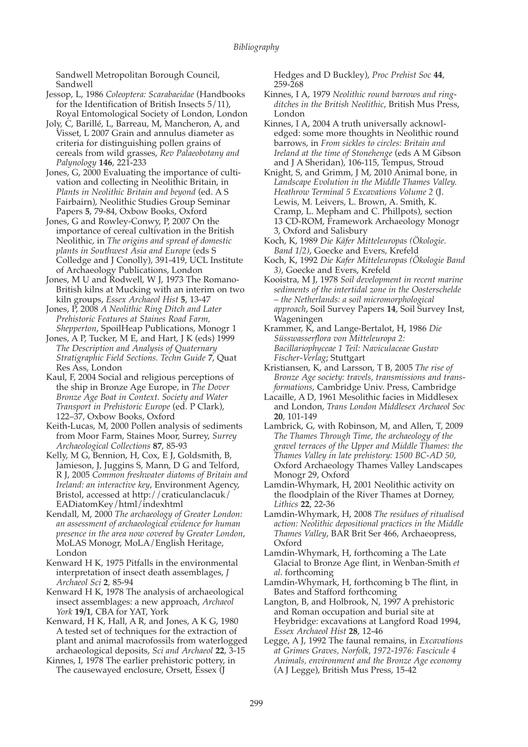Sandwell Metropolitan Borough Council, Sandwell

Jessop, L, 1986 *Coleoptera: Scarabaeidae* (Handbooks for the Identification of British Insects 5/11), Royal Entomological Society of London, London

Joly, C, Barillé, L, Barreau, M, Mancheron, A, and Visset, L 2007 Grain and annulus diameter as criteria for distinguishing pollen grains of cereals from wild grasses, *Rev Palaeobotany and Palynology* **146**, 221-233

Jones, G, 2000 Evaluating the importance of cultivation and collecting in Neolithic Britain, in *Plants in Neolithic Britain and beyond* (ed. A S Fairbairn), Neolithic Studies Group Seminar Papers **5**, 79-84, Oxbow Books, Oxford

Jones, G and Rowley-Conwy, P, 2007 On the importance of cereal cultivation in the British Neolithic, in *The origins and spread of domestic plants in Southwest Asia and Europe* (eds S Colledge and J Conolly), 391-419, UCL Institute of Archaeology Publications, London

Jones, M U and Rodwell, W J, 1973 The Romano-British kilns at Mucking with an interim on two kiln groups, *Essex Archaeol Hist* **5**, 13-47

Jones, P, 2008 *A Neolithic Ring Ditch and Later Prehistoric Features at Staines Road Farm, Shepperton*, SpoilHeap Publications, Monogr 1

Jones, A P, Tucker, M E, and Hart, J K (eds) 1999 *The Description and Analysis of Quaternary Stratigraphic Field Sections. Techn Guide* **7**, Quat Res Ass, London

Kaul, F, 2004 Social and religious perceptions of the ship in Bronze Age Europe, in *The Dover Bronze Age Boat in Context. Society and Water Transport in Prehistoric Europe* (ed. P Clark), 122–37, Oxbow Books, Oxford

Keith-Lucas, M, 2000 Pollen analysis of sediments from Moor Farm, Staines Moor, Surrey, *Surrey Archaeological Collections* **87**, 85-93

Kelly, M G, Bennion, H, Cox, E J, Goldsmith, B, Jamieson, J, Juggins S, Mann, D G and Telford, R J, 2005 *Common freshwater diatoms of Britain and Ireland: an interactive key*, Environment Agency, Bristol, accessed at http://craticulanclacuk/EADiatomKey/html/indexhtml

Kendall, M, 2000 *The archaeology of Greater London: an assessment of archaeological evidence for human presence in the area now covered by Greater London*, MoLAS Monogr, MoLA/English Heritage, London

Kenward H K, 1975 Pitfalls in the environmental interpretation of insect death assemblages, *J Archaeol Sci* **2**, 85-94

Kenward H K, 1978 The analysis of archaeological insect assemblages: a new approach, *Archaeol York* **19/1**, CBA for YAT, York

Kenward, H K, Hall, A R, and Jones, A K G, 1980 A tested set of techniques for the extraction of plant and animal macrofossils from waterlogged archaeological deposits, *Sci and Archaeol* **22**, 3-15

Kinnes, I, 1978 The earlier prehistoric pottery, in The causewayed enclosure, Orsett, Essex (J Hedges and D Buckley), *Proc Prehist Soc* **44**, 259-268

Kinnes, I A, 1979 *Neolithic round barrows and ring-ditches in the British Neolithic*, British Mus Press, London

Kinnes, I A, 2004 A truth universally acknowledged: some more thoughts in Neolithic round barrows, in *From sickles to circles: Britain and Ireland at the time of Stonehenge* (eds A M Gibson and J A Sheridan), 106-115, Tempus, Stroud

Knight, S, and Grimm, J M, 2010 Animal bone, in *Landscape Evolution in the Middle Thames Valley. Heathrow Terminal 5 Excavations Volume 2* (J. Lewis, M. Leivers, L. Brown, A. Smith, K. Cramp, L. Mepham and C. Phillpots), section 13 CD-ROM, Framework Archaeology Monogr 3, Oxford and Salisbury

Koch, K, 1989 *Die Käfer Mitteleuropas (Ökologie. Band 1/2)*, Goecke and Evers, Krefeld

Koch, K, 1992 *Die Kafer Mitteleuropas (Ökologie Band 3)*, Goecke and Evers, Krefeld

Kooistra, M J, 1978 *Soil development in recent marine sediments of the intertidal zone in the Oosterschelde – the Netherlands: a soil micromorphological approach*, Soil Survey Papers **14**, Soil Survey Inst, Wageningen

Krammer, K, and Lange-Bertalot, H, 1986 *Die Süsswasserflora von Mitteleuropa 2: Bacillariophyceae 1 Teil: Naviculaceae Gustav Fischer-Verlag*; Stuttgart

Kristiansen, K, and Larsson, T B, 2005 *The rise of Bronze Age society: travels, transmissions and transformations*, Cambridge Univ. Press, Cambridge

Lacaille, A D, 1961 Mesolithic facies in Middlesex and London, *Trans London Middlesex Archaeol Soc* **20**, 101-149

Lambrick, G, with Robinson, M, and Allen, T, 2009 *The Thames Through Time, the archaeology of the gravel terraces of the Upper and Middle Thames: the Thames Valley in late prehistory: 1500 BC-AD 50*, Oxford Archaeology Thames Valley Landscapes Monogr 29, Oxford

Lamdin-Whymark, H, 2001 Neolithic activity on the floodplain of the River Thames at Dorney, *Lithics* **22**, 22-36

Lamdin-Whymark, H, 2008 *The residues of ritualised action: Neolithic depositional practices in the Middle Thames Valley*, BAR Brit Ser 466, Archaeopress, Oxford

Lamdin-Whymark, H, forthcoming a The Late Glacial to Bronze Age flint, in Wenban-Smith *et al*. forthcoming

Lamdin-Whymark, H, forthcoming b The flint, in Bates and Stafford forthcoming

Langton, B, and Holbrook, N, 1997 A prehistoric and Roman occupation and burial site at Heybridge: excavations at Langford Road 1994, *Essex Archaeol Hist* **28**, 12-46

Legge, A J, 1992 The faunal remains, in *Excavations at Grimes Graves, Norfolk, 1972-1976: Fascicule 4 Animals, environment and the Bronze Age economy* (A J Legge), British Mus Press, 15-42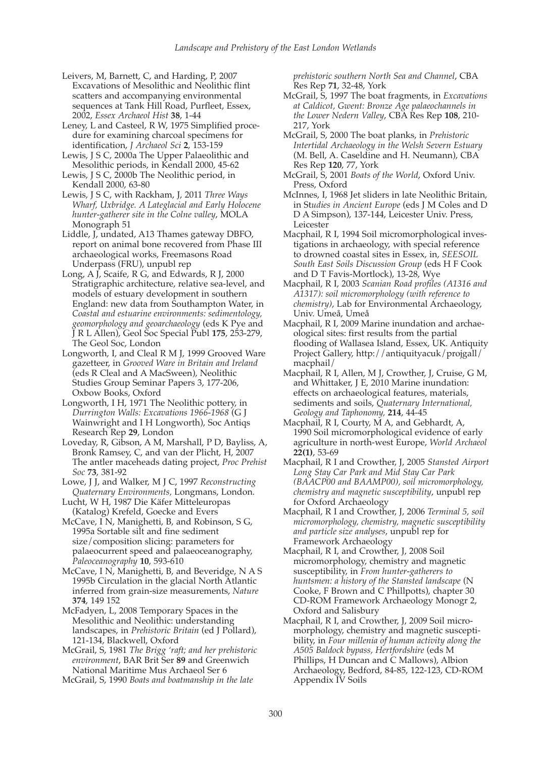Leivers, M, Barnett, C, and Harding, P, 2007 Excavations of Mesolithic and Neolithic flint scatters and accompanying environmental sequences at Tank Hill Road, Purfleet, Essex, 2002, *Essex Archaeol Hist* **38**, 1-44

Leney, L and Casteel, R W, 1975 Simplified procedure for examining charcoal specimens for identification, *J Archaeol Sci* **2**, 153-159

Lewis, J S C, 2000a The Upper Palaeolithic and Mesolithic periods, in Kendall 2000, 45-62

Lewis, J S C, 2000b The Neolithic period, in Kendall 2000, 63-80

Lewis, J S C, with Rackham, J, 2011 *Three Ways Wharf, Uxbridge. A Lateglacial and Early Holocene hunter-gatherer site in the Colne valley*, MOLA Monograph 51

Liddle, J, undated, A13 Thames gateway DBFO, report on animal bone recovered from Phase III archaeological works, Freemasons Road Underpass (FRU), unpubl rep

Long, A J, Scaife, R G, and Edwards, R J, 2000 Stratigraphic architecture, relative sea-level, and models of estuary development in southern England: new data from Southampton Water, in *Coastal and estuarine environments: sedimentology, geomorphology and geoarchaeology* (eds K Pye and J R L Allen), Geol Soc Special Publ **175**, 253-279, The Geol Soc, London

Longworth, I, and Cleal R M J, 1999 Grooved Ware gazetteer, in *Grooved Ware in Britain and Ireland* (eds R Cleal and A MacSween), Neolithic Studies Group Seminar Papers 3, 177-206, Oxbow Books, Oxford

Longworth, I H, 1971 The Neolithic pottery, in *Durrington Walls: Excavations 1966-1968* (G J Wainwright and I H Longworth), Soc Antiqs Research Rep **29**, London

Loveday, R, Gibson, A M, Marshall, P D, Bayliss, A, Bronk Ramsey, C, and van der Plicht, H, 2007 The antler maceheads dating project, *Proc Prehist Soc* **73**, 381-92

Lowe, J J, and Walker, M J C, 1997 *Reconstructing Quaternary Environments*, Longmans, London.

Lucht, W H, 1987 Die Käfer Mitteleuropas (Katalog) Krefeld, Goecke and Evers

McCave, I N, Manighetti, B, and Robinson, S G, 1995a Sortable silt and fine sediment size/composition slicing: parameters for palaeocurrent speed and palaeoceanography, *Paleoceanography* **10**, 593-610

McCave, I N, Manighetti, B, and Beveridge, N A S 1995b Circulation in the glacial North Atlantic inferred from grain-size measurements, *Nature* **374**, 149 152

McFadyen, L, 2008 Temporary Spaces in the Mesolithic and Neolithic: understanding landscapes, in *Prehistoric Britain* (ed J Pollard), 121-134, Blackwell, Oxford

McGrail, S, 1981 *The Brigg 'raft; and her prehistoric environment*, BAR Brit Ser **89** and Greenwich National Maritime Mus Archaeol Ser 6

McGrail, S, 1990 *Boats and boatmanship in the late prehistoric southern North Sea and Channel*, CBA Res Rep **71**, 32-48, York

McGrail, S, 1997 The boat fragments, in *Excavations at Caldicot, Gwent: Bronze Age palaeochannels in the Lower Nedern Valley*, CBA Res Rep **108**, 210-217, York

McGrail, S, 2000 The boat planks, in *Prehistoric Intertidal Archaeology in the Welsh Severn Estuary* (M. Bell, A. Caseldine and H. Neumann), CBA Res Rep **120**, 77, York

McGrail, S, 2001 *Boats of the World*, Oxford Univ. Press, Oxford

McInnes, I, 1968 Jet sliders in late Neolithic Britain, in St*udies in Ancient Europe* (eds J M Coles and D D A Simpson), 137-144, Leicester Univ. Press, Leicester

Macphail, R I, 1994 Soil micromorphological investigations in archaeology, with special reference to drowned coastal sites in Essex, in, *SEESOIL South East Soils Discussion Group* (eds H F Cook and D T Favis-Mortlock), 13-28, Wye

Macphail, R I, 2003 *Scanian Road profiles (A1316 and A1317): soil micromorphology (with reference to chemistry)*, Lab for Environmental Archaeology, Univ. Umeå, Umeå

Macphail, R I, 2009 Marine inundation and archaeological sites: first results from the partial flooding of Wallasea Island, Essex, UK. Antiquity Project Gallery, http://antiquityacuk/projgall/macphail/

Macphail, R I, Allen, M J, Crowther, J, Cruise, G M, and Whittaker, J E, 2010 Marine inundation: effects on archaeological features, materials, sediments and soils, *Quaternary International, Geology and Taphonomy,* **214**, 44-45

Macphail, R I, Courty, M A, and Gebhardt, A, 1990 Soil micromorphological evidence of early agriculture in north-west Europe, *World Archaeol* **22(1)**, 53-69

Macphail, R I and Crowther, J, 2005 *Stansted Airport Long Stay Car Park and Mid Stay Car Park (BAACP00 and BAAMP00), soil micromorphology, chemistry and magnetic susceptibility*, unpubl rep for Oxford Archaeology

Macphail, R I and Crowther, J, 2006 *Terminal 5, soil micromorphology, chemistry, magnetic susceptibility and particle size analyses*, unpubl rep for Framework Archaeology

Macphail, R I, and Crowther, J, 2008 Soil micromorphology, chemistry and magnetic susceptibility, in *From hunter-gatherers to huntsmen: a history of the Stansted landscape* (N Cooke, F Brown and C Phillpotts), chapter 30 CD-ROM Framework Archaeology Monogr 2, Oxford and Salisbury

Macphail, R I, and Crowther, J, 2009 Soil micromorphology, chemistry and magnetic susceptibility, in *Four millenia of human activity along the A505 Baldock bypass, Hertfordshire* (eds M Phillips, H Duncan and C Mallows), Albion Archaeology, Bedford, 84-85, 122-123, CD-ROM Appendix IV Soils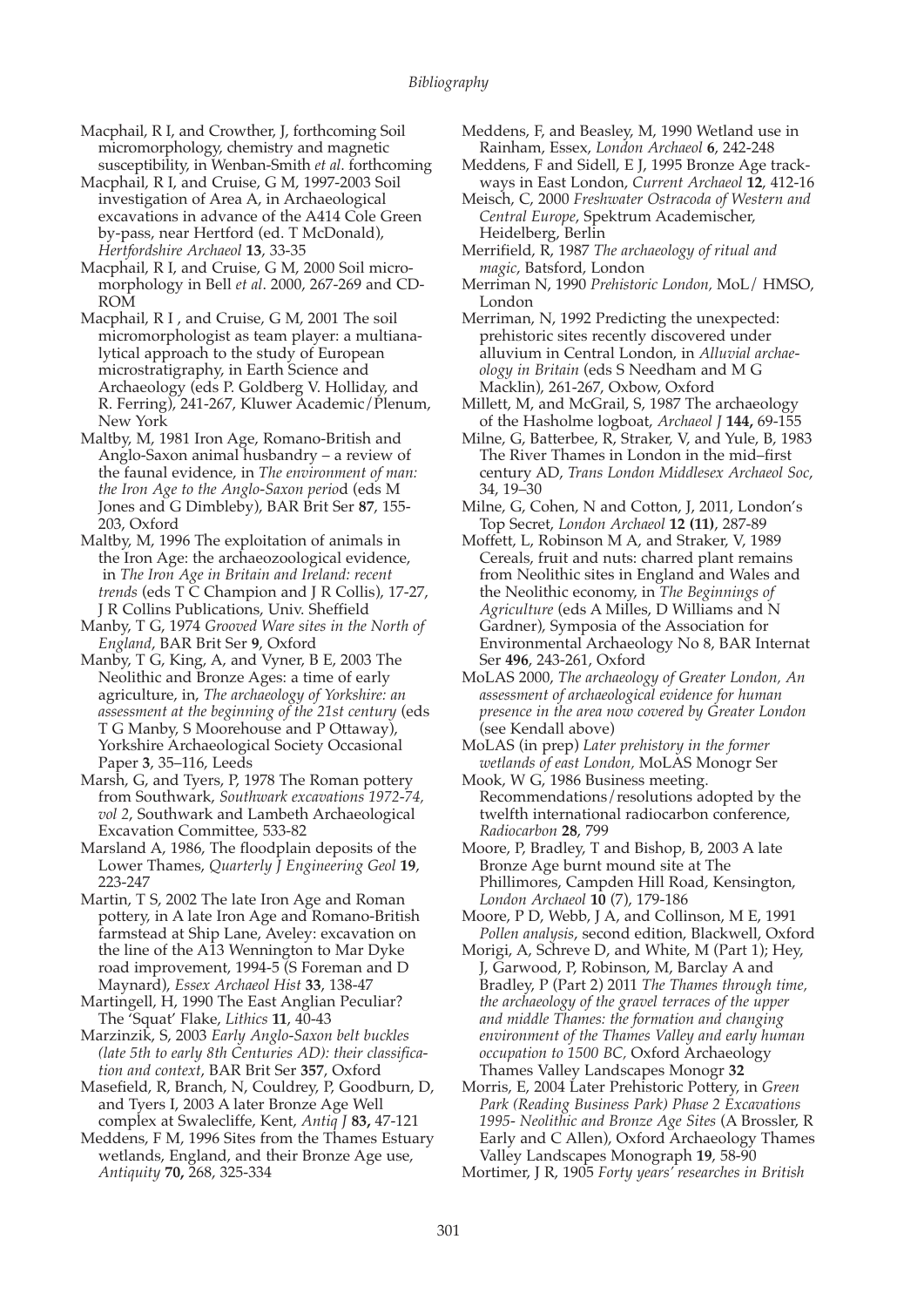Macphail, R I, and Crowther, J, forthcoming Soil micromorphology, chemistry and magnetic susceptibility, in Wenban-Smith *et al.* forthcoming

Macphail, R I, and Cruise, G M, 1997-2003 Soil investigation of Area A, in Archaeological excavations in advance of the A414 Cole Green by-pass, near Hertford (ed. T McDonald), *Hertfordshire Archaeol* **13**, 33-35

Macphail, R I, and Cruise, G M, 2000 Soil micromorphology in Bell *et al*. 2000, 267-269 and CD-ROM

Macphail, R I , and Cruise, G M, 2001 The soil micromorphologist as team player: a multianalytical approach to the study of European microstratigraphy, in Earth Science and Archaeology (eds P. Goldberg V. Holliday, and R. Ferring), 241-267, Kluwer Academic/Plenum, New York

Maltby, M, 1981 Iron Age, Romano-British and Anglo-Saxon animal husbandry – a review of the faunal evidence, in *The environment of man: the Iron Age to the Anglo-Saxon period* (eds M Jones and G Dimbleby), BAR Brit Ser **87**, 155-203, Oxford

Maltby, M, 1996 The exploitation of animals in the Iron Age: the archaeozoological evidence, in *The Iron Age in Britain and Ireland: recent trends* (eds T C Champion and J R Collis), 17-27, J R Collins Publications, Univ. Sheffield

Manby, T G, 1974 *Grooved Ware sites in the North of England*, BAR Brit Ser **9**, Oxford

Manby, T G, King, A, and Vyner, B E, 2003 The Neolithic and Bronze Ages: a time of early agriculture, in, *The archaeology of Yorkshire: an assessment at the beginning of the 21st century* (eds T G Manby, S Moorehouse and P Ottaway), Yorkshire Archaeological Society Occasional Paper **3**, 35–116, Leeds

Marsh, G, and Tyers, P, 1978 The Roman pottery from Southwark, *Southwark excavations 1972-74, vol 2*, Southwark and Lambeth Archaeological Excavation Committee, 533-82

Marsland A, 1986, The floodplain deposits of the Lower Thames, *Quarterly J Engineering Geol* **19**, 223-247

Martin, T S, 2002 The late Iron Age and Roman pottery, in A late Iron Age and Romano-British farmstead at Ship Lane, Aveley: excavation on the line of the A13 Wennington to Mar Dyke road improvement, 1994-5 (S Foreman and D Maynard), *Essex Archaeol Hist* **33**, 138-47

Martingell, H, 1990 The East Anglian Peculiar? The 'Squat' Flake, *Lithics* **11**, 40-43

Marzinzik, S, 2003 *Early Anglo-Saxon belt buckles (late 5th to early 8th Centuries AD): their classification and context*, BAR Brit Ser **357**, Oxford

Masefield, R, Branch, N, Couldrey, P, Goodburn, D, and Tyers I, 2003 A later Bronze Age Well complex at Swalecliffe, Kent, *Antiq J* **83,** 47-121

Meddens, F M, 1996 Sites from the Thames Estuary wetlands, England, and their Bronze Age use, *Antiquity* **70,** 268, 325-334

Meddens, F, and Beasley, M, 1990 Wetland use in Rainham, Essex, *London Archaeol* **6**, 242-248

Meddens, F and Sidell, E J, 1995 Bronze Age trackways in East London, *Current Archaeol* **12**, 412-16

Meisch, C, 2000 *Freshwater Ostracoda of Western and Central Europe*, Spektrum Academischer, Heidelberg, Berlin

Merrifield, R, 1987 *The archaeology of ritual and magic*, Batsford, London

Merriman N, 1990 *Prehistoric London,* MoL/ HMSO, London

Merriman, N, 1992 Predicting the unexpected: prehistoric sites recently discovered under alluvium in Central London, in *Alluvial archaeology in Britain* (eds S Needham and M G Macklin), 261-267, Oxbow, Oxford

Millett, M, and McGrail, S, 1987 The archaeology of the Hasholme logboat, *Archaeol J* **144,** 69-155

Milne, G, Batterbee, R, Straker, V, and Yule, B, 1983 The River Thames in London in the mid–first century AD, *Trans London Middlesex Archaeol Soc*, 34, 19–30

Milne, G, Cohen, N and Cotton, J, 2011, London's Top Secret, *London Archaeol* **12 (11)**, 287-89

Moffett, L, Robinson M A, and Straker, V, 1989 Cereals, fruit and nuts: charred plant remains from Neolithic sites in England and Wales and the Neolithic economy, in *The Beginnings of Agriculture* (eds A Milles, D Williams and N Gardner), Symposia of the Association for Environmental Archaeology No 8, BAR Internat Ser **496**, 243-261, Oxford

MoLAS 2000, *The archaeology of Greater London, An assessment of archaeological evidence for human presence in the area now covered by Greater London* (see Kendall above)

MoLAS (in prep) *Later prehistory in the former wetlands of east London,* MoLAS Monogr Ser

Mook, W G, 1986 Business meeting. Recommendations/resolutions adopted by the twelfth international radiocarbon conference, *Radiocarbon* **28**, 799

Moore, P, Bradley, T and Bishop, B, 2003 A late Bronze Age burnt mound site at The Phillimores, Campden Hill Road, Kensington, *London Archaeol* **10** (7), 179-186

Moore, P D, Webb, J A, and Collinson, M E, 1991 *Pollen analysis*, second edition, Blackwell, Oxford

Morigi, A, Schreve D, and White, M (Part 1); Hey, J, Garwood, P, Robinson, M, Barclay A and Bradley, P (Part 2) 2011 *The Thames through time, the archaeology of the gravel terraces of the upper and middle Thames: the formation and changing environment of the Thames Valley and early human occupation to 1500 BC,* Oxford Archaeology Thames Valley Landscapes Monogr **32**

Morris, E, 2004 Later Prehistoric Pottery, in *Green Park (Reading Business Park) Phase 2 Excavations 1995- Neolithic and Bronze Age Sites* (A Brossler, R Early and C Allen), Oxford Archaeology Thames Valley Landscapes Monograph **19**, 58-90

Mortimer, J R, 1905 *Forty years' researches in British*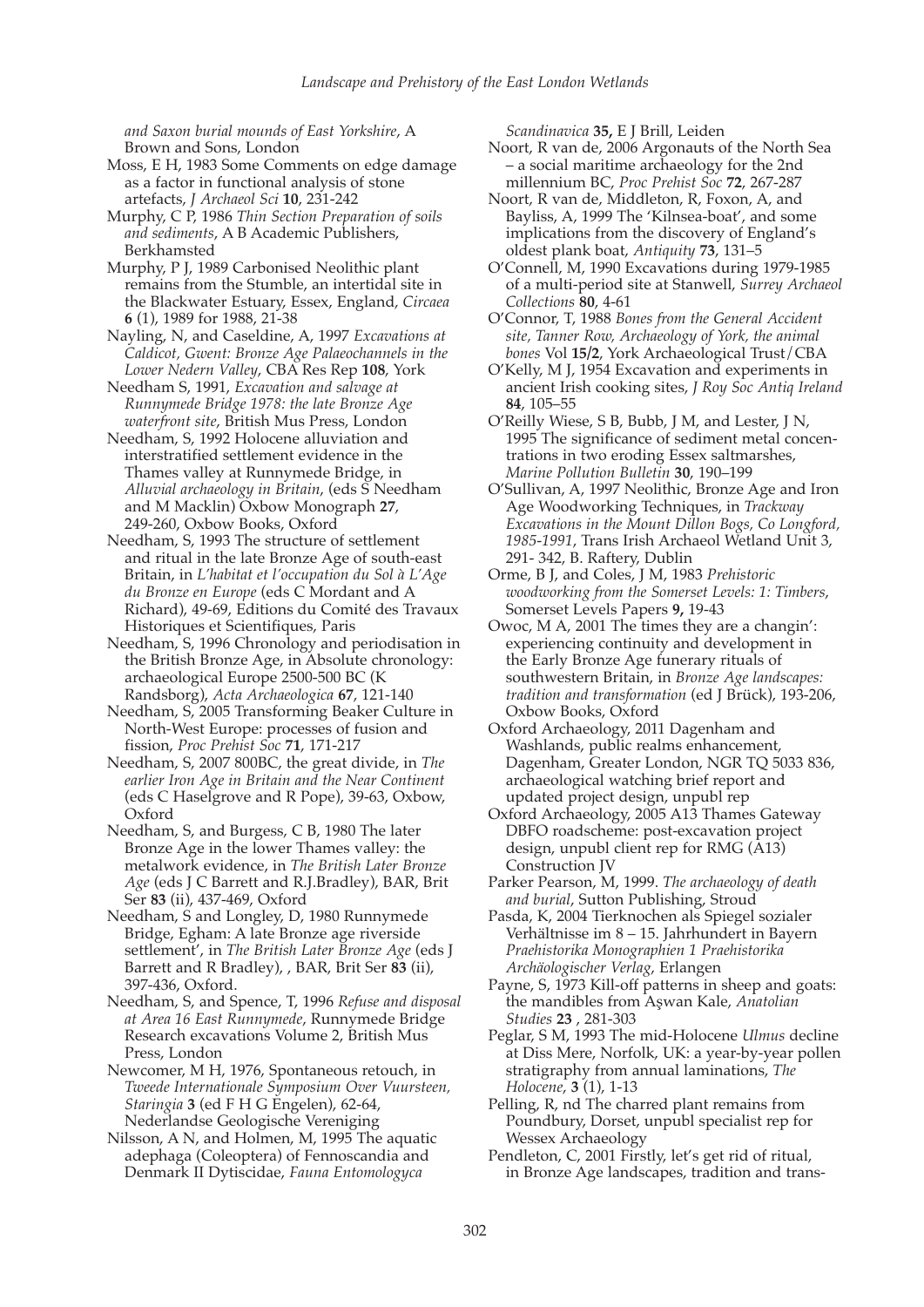*and Saxon burial mounds of East Yorkshire*, A Brown and Sons, London

Moss, E H, 1983 Some Comments on edge damage as a factor in functional analysis of stone artefacts, *J Archaeol Sci* **10**, 231-242

Murphy, C P, 1986 *Thin Section Preparation of soils and sediments*, A B Academic Publishers, Berkhamsted

Murphy, P J, 1989 Carbonised Neolithic plant remains from the Stumble, an intertidal site in the Blackwater Estuary, Essex, England, *Circaea* **6** (1), 1989 for 1988, 21-38

Nayling, N, and Caseldine, A, 1997 *Excavations at Caldicot, Gwent: Bronze Age Palaeochannels in the Lower Nedern Valley*, CBA Res Rep **108**, York

Needham S, 1991, *Excavation and salvage at Runnymede Bridge 1978: the late Bronze Age waterfront site*, British Mus Press, London

Needham, S, 1992 Holocene alluviation and interstratified settlement evidence in the Thames valley at Runnymede Bridge, in *Alluvial archaeology in Britain*, (eds S Needham and M Macklin) Oxbow Monograph **27**, 249-260, Oxbow Books, Oxford

Needham, S, 1993 The structure of settlement and ritual in the late Bronze Age of south-east Britain, in *L'habitat et l'occupation du Sol à L'Age du Bronze en Europe* (eds C Mordant and A Richard), 49-69, Editions du Comité des Travaux Historiques et Scientifiques, Paris

Needham, S, 1996 Chronology and periodisation in the British Bronze Age, in Absolute chronology: archaeological Europe 2500-500 BC (K Randsborg), *Acta Archaeologica* **67**, 121-140

Needham, S, 2005 Transforming Beaker Culture in North-West Europe: processes of fusion and fission, *Proc Prehist Soc* **71**, 171-217

Needham, S, 2007 800BC, the great divide, in *The earlier Iron Age in Britain and the Near Continent* (eds C Haselgrove and R Pope), 39-63, Oxbow, Oxford

Needham, S, and Burgess, C B, 1980 The later Bronze Age in the lower Thames valley: the metalwork evidence, in *The British Later Bronze Age* (eds J C Barrett and R.J.Bradley), BAR, Brit Ser **83** (ii), 437-469, Oxford

Needham, S and Longley, D, 1980 Runnymede Bridge, Egham: A late Bronze age riverside settlement', in *The British Later Bronze Age* (eds J Barrett and R Bradley), , BAR, Brit Ser **83** (ii), 397-436, Oxford.

Needham, S, and Spence, T, 1996 *Refuse and disposal at Area 16 East Runnymede*, Runnymede Bridge Research excavations Volume 2, British Mus Press, London

Newcomer, M H, 1976, Spontaneous retouch, in *Tweede Internationale Symposium Over Vuursteen, Staringia* **3** (ed F H G Engelen), 62-64, Nederlandse Geologische Vereniging

Nilsson, A N, and Holmen, M, 1995 The aquatic adephaga (Coleoptera) of Fennoscandia and Denmark II Dytiscidae, *Fauna Entomologyca Scandinavica* **35,** E J Brill, Leiden

Noort, R van de, 2006 Argonauts of the North Sea – a social maritime archaeology for the 2nd millennium BC, *Proc Prehist Soc* **72**, 267-287

Noort, R van de, Middleton, R, Foxon, A, and Bayliss, A, 1999 The 'Kilnsea-boat', and some implications from the discovery of England's oldest plank boat, *Antiquity* **73**, 131–5

O'Connell, M, 1990 Excavations during 1979-1985 of a multi-period site at Stanwell, *Surrey Archaeol Collections* **80**, 4-61

O'Connor, T, 1988 *Bones from the General Accident site, Tanner Row, Archaeology of York, the animal bones* Vol **15/2**, York Archaeological Trust/CBA

O'Kelly, M J, 1954 Excavation and experiments in ancient Irish cooking sites, *J Roy Soc Antiq Ireland* **84**, 105–55

O'Reilly Wiese, S B, Bubb, J M, and Lester, J N, 1995 The significance of sediment metal concentrations in two eroding Essex saltmarshes, *Marine Pollution Bulletin* **30**, 190–199

O'Sullivan, A, 1997 Neolithic, Bronze Age and Iron Age Woodworking Techniques, in *Trackway Excavations in the Mount Dillon Bogs, Co Longford, 1985-1991*, Trans Irish Archaeol Wetland Unit 3, 291- 342, B. Raftery, Dublin

Orme, B J, and Coles, J M, 1983 *Prehistoric woodworking from the Somerset Levels: 1: Timbers*, Somerset Levels Papers **9,** 19-43

Owoc, M A, 2001 The times they are a changin': experiencing continuity and development in the Early Bronze Age funerary rituals of southwestern Britain, in *Bronze Age landscapes: tradition and transformation* (ed J Brück), 193-206, Oxbow Books, Oxford

Oxford Archaeology, 2011 Dagenham and Washlands, public realms enhancement, Dagenham, Greater London, NGR TQ 5033 836, archaeological watching brief report and updated project design, unpubl rep

Oxford Archaeology, 2005 A13 Thames Gateway DBFO roadscheme: post-excavation project design, unpubl client rep for RMG (A13) Construction JV

Parker Pearson, M, 1999. *The archaeology of death and burial*, Sutton Publishing, Stroud

Pasda, K, 2004 Tierknochen als Spiegel sozialer Verhältnisse im 8 – 15. Jahrhundert in Bayern *Praehistorika Monographien 1 Praehistorika Archäologischer Verlag*, Erlangen

Payne, S, 1973 Kill-off patterns in sheep and goats: the mandibles from Aşwan Kale, *Anatolian Studies* **23** , 281-303

Peglar, S M, 1993 The mid-Holocene *Ulmus* decline at Diss Mere, Norfolk, UK: a year-by-year pollen stratigraphy from annual laminations, *The Holocene*, **3** (1), 1-13

Pelling, R, nd The charred plant remains from Poundbury, Dorset, unpubl specialist rep for Wessex Archaeology

Pendleton, C, 2001 Firstly, let's get rid of ritual, in Bronze Age landscapes, tradition and trans-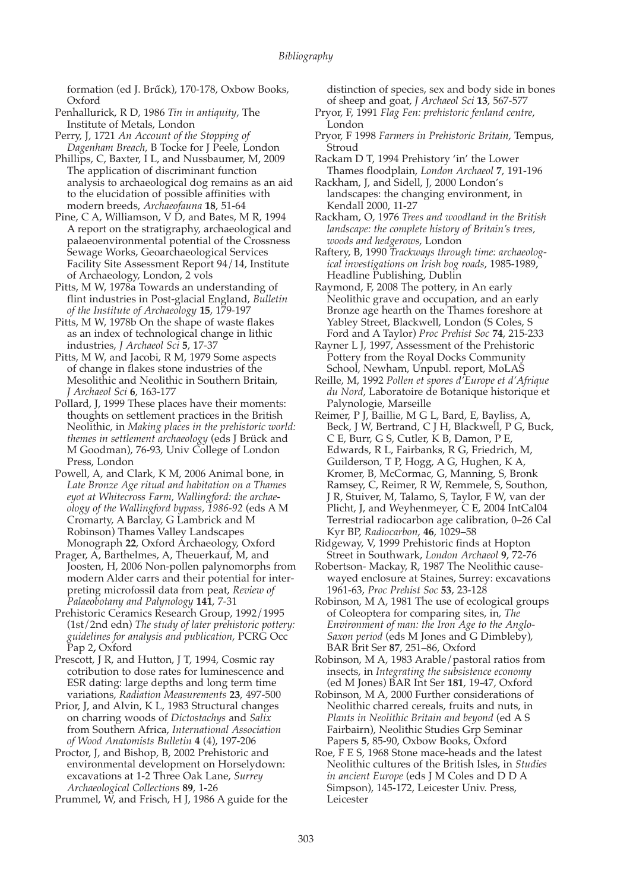formation (ed J. Brűck), 170-178, Oxbow Books, Oxford

Penhallurick, R D, 1986 *Tin in antiquity*, The Institute of Metals, London

Perry, J, 1721 *An Account of the Stopping of Dagenham Breach*, B Tocke for J Peele, London

Phillips, C, Baxter, I L, and Nussbaumer, M, 2009 The application of discriminant function analysis to archaeological dog remains as an aid to the elucidation of possible affinities with modern breeds, *Archaeofauna* **18**, 51-64

Pine, C A, Williamson, V D, and Bates, M R, 1994 A report on the stratigraphy, archaeological and palaeoenvironmental potential of the Crossness Sewage Works, Geoarchaeological Services Facility Site Assessment Report 94/14, Institute of Archaeology, London, 2 vols

Pitts, M W, 1978a Towards an understanding of flint industries in Post-glacial England, *Bulletin of the Institute of Archaeology* **15**, 179-197

Pitts, M W, 1978b On the shape of waste flakes as an index of technological change in lithic industries, *J Archaeol Sci* **5**, 17-37

Pitts, M W, and Jacobi, R M, 1979 Some aspects of change in flakes stone industries of the Mesolithic and Neolithic in Southern Britain, *J Archaeol Sci* **6**, 163-177

Pollard, J, 1999 These places have their moments: thoughts on settlement practices in the British Neolithic, in *Making places in the prehistoric world: themes in settlement archaeology* (eds J Brück and M Goodman), 76-93, Univ College of London Press, London

Powell, A, and Clark, K M, 2006 Animal bone, in *Late Bronze Age ritual and habitation on a Thames eyot at Whitecross Farm, Wallingford: the archaeology of the Wallingford bypass, 1986-92* (eds A M Cromarty, A Barclay, G Lambrick and M Robinson) Thames Valley Landscapes Monograph **22**, Oxford Archaeology, Oxford

Prager, A, Barthelmes, A, Theuerkauf, M, and Joosten, H, 2006 Non-pollen palynomorphs from modern Alder carrs and their potential for interpreting microfossil data from peat, *Review of Palaeobotany and Palynology* **141**, 7-31

Prehistoric Ceramics Research Group, 1992/1995 (1st/2nd edn) *The study of later prehistoric pottery: guidelines for analysis and publication*, PCRG Occ Pap 2**,** Oxford

Prescott, J R, and Hutton, J T, 1994, Cosmic ray cotribution to dose rates for luminescence and ESR dating: large depths and long term time variations, *Radiation Measurements* **23**, 497-500

Prior, J, and Alvin, K L, 1983 Structural changes on charring woods of *Dictostachys* and *Salix* from Southern Africa, *International Association of Wood Anatomists Bulletin* **4** (4), 197-206

Proctor, J, and Bishop, B, 2002 Prehistoric and environmental development on Horselydown: excavations at 1-2 Three Oak Lane, *Surrey Archaeological Collections* **89**, 1-26

Prummel, W, and Frisch, H J, 1986 A guide for the distinction of species, sex and body side in bones of sheep and goat, *J Archaeol Sci* **13**, 567-577

Pryor, F, 1991 *Flag Fen: prehistoric fenland centre*, London

Pryor, F 1998 *Farmers in Prehistoric Britain*, Tempus, Stroud

Rackam D T, 1994 Prehistory 'in' the Lower Thames floodplain, *London Archaeol* **7**, 191-196

Rackham, J, and Sidell, J, 2000 London's landscapes: the changing environment, in Kendall 2000, 11-27

Rackham, O, 1976 *Trees and woodland in the British landscape: the complete history of Britain's trees, woods and hedgerows*, London

Raftery, B, 1990 *Trackways through time: archaeological investigations on Irish bog roads*, 1985-1989, Headline Publishing, Dublin

Raymond, F, 2008 The pottery, in An early Neolithic grave and occupation, and an early Bronze age hearth on the Thames foreshore at Yabley Street, Blackwell, London (S Coles, S Ford and A Taylor) *Proc Prehist Soc* **74**, 215-233

Rayner L J, 1997, Assessment of the Prehistoric Pottery from the Royal Docks Community School, Newham, Unpubl. report, MoLAS

Reille, M, 1992 *Pollen et spores d'Europe et d'Afrique du Nord*, Laboratoire de Botanique historique et Palynologie, Marseille

Reimer, P J, Baillie, M G L, Bard, E, Bayliss, A, Beck, J W, Bertrand, C J H, Blackwell, P G, Buck, C E, Burr, G S, Cutler, K B, Damon, P E, Edwards, R L, Fairbanks, R G, Friedrich, M, Guilderson, T P, Hogg, A G, Hughen, K A, Kromer, B, McCormac, G, Manning, S, Bronk Ramsey, C, Reimer, R W, Remmele, S, Southon, J R, Stuiver, M, Talamo, S, Taylor, F W, van der Plicht, J, and Weyhenmeyer, C E, 2004 IntCal04 Terrestrial radiocarbon age calibration, 0–26 Cal Kyr BP, *Radiocarbon*, **46**, 1029–58

Ridgeway, V, 1999 Prehistoric finds at Hopton Street in Southwark, *London Archaeol* **9**, 72-76

Robertson- Mackay, R, 1987 The Neolithic causewayed enclosure at Staines, Surrey: excavations 1961-63, *Proc Prehist Soc* **53**, 23-128

Robinson, M A, 1981 The use of ecological groups of Coleoptera for comparing sites, in, *The Environment of man: the Iron Age to the Anglo-Saxon period* (eds M Jones and G Dimbleby), BAR Brit Ser **87**, 251–86, Oxford

Robinson, M A, 1983 Arable/pastoral ratios from insects, in *Integrating the subsistence economy* (ed M Jones) BAR Int Ser **181**, 19-47, Oxford

Robinson, M A, 2000 Further considerations of Neolithic charred cereals, fruits and nuts, in *Plants in Neolithic Britain and beyond* (ed A S Fairbairn), Neolithic Studies Grp Seminar Papers **5**, 85-90, Oxbow Books, Oxford

Roe, F E S, 1968 Stone mace-heads and the latest Neolithic cultures of the British Isles, in *Studies in ancient Europe* (eds J M Coles and D D A Simpson), 145-172, Leicester Univ. Press, Leicester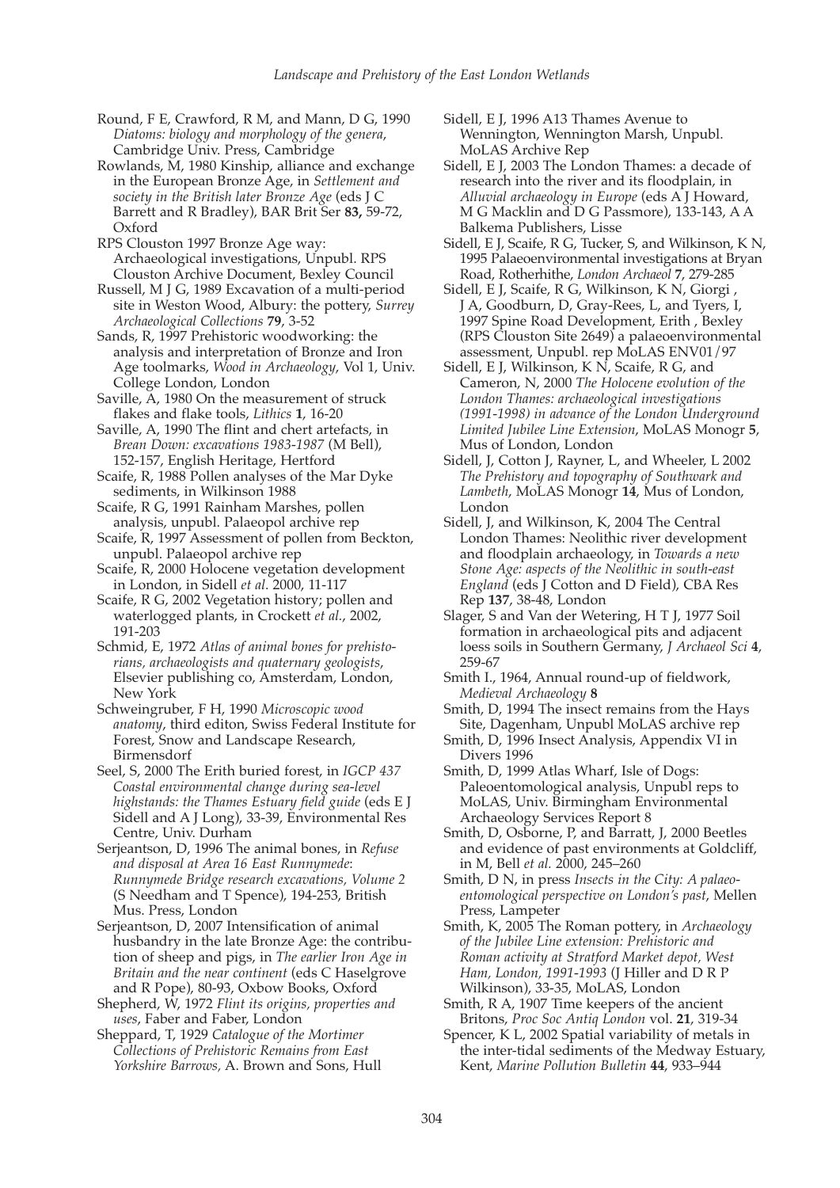Round, F E, Crawford, R M, and Mann, D G, 1990 *Diatoms: biology and morphology of the genera*, Cambridge Univ. Press, Cambridge

Rowlands, M, 1980 Kinship, alliance and exchange in the European Bronze Age, in *Settlement and society in the British later Bronze Age* (eds J C Barrett and R Bradley), BAR Brit Ser **83,** 59-72, Oxford

RPS Clouston 1997 Bronze Age way: Archaeological investigations, Unpubl. RPS Clouston Archive Document, Bexley Council

Russell, M J G, 1989 Excavation of a multi-period site in Weston Wood, Albury: the pottery, *Surrey Archaeological Collections* **79**, 3-52

Sands, R, 1997 Prehistoric woodworking: the analysis and interpretation of Bronze and Iron Age toolmarks, *Wood in Archaeology*, Vol 1, Univ. College London, London

Saville, A, 1980 On the measurement of struck flakes and flake tools, *Lithics* **1**, 16-20

Saville, A, 1990 The flint and chert artefacts, in *Brean Down: excavations 1983-1987* (M Bell), 152-157, English Heritage, Hertford

Scaife, R, 1988 Pollen analyses of the Mar Dyke sediments, in Wilkinson 1988

Scaife, R G, 1991 Rainham Marshes, pollen analysis, unpubl. Palaeopol archive rep

Scaife, R, 1997 Assessment of pollen from Beckton, unpubl. Palaeopol archive rep

Scaife, R, 2000 Holocene vegetation development in London, in Sidell *et al*. 2000, 11-117

Scaife, R G, 2002 Vegetation history; pollen and waterlogged plants, in Crockett *et al.,* 2002, 191-203

Schmid, E, 1972 *Atlas of animal bones for prehistorians, archaeologists and quaternary geologists*, Elsevier publishing co, Amsterdam, London, New York

Schweingruber, F H, 1990 *Microscopic wood anatomy*, third editon, Swiss Federal Institute for Forest, Snow and Landscape Research, Birmensdorf

Seel, S, 2000 The Erith buried forest, in *IGCP 437 Coastal environmental change during sea-level highstands: the Thames Estuary field guide* (eds E J Sidell and A J Long), 33-39, Environmental Res Centre, Univ. Durham

Serjeantson, D, 1996 The animal bones, in *Refuse and disposal at Area 16 East Runnymede*: *Runnymede Bridge research excavations, Volume 2* (S Needham and T Spence), 194-253, British Mus. Press, London

Serjeantson, D, 2007 Intensification of animal husbandry in the late Bronze Age: the contribution of sheep and pigs, in *The earlier Iron Age in Britain and the near continent* (eds C Haselgrove and R Pope), 80-93, Oxbow Books, Oxford

Shepherd, W, 1972 *Flint its origins, properties and uses*, Faber and Faber, London

Sheppard, T, 1929 *Catalogue of the Mortimer Collections of Prehistoric Remains from East Yorkshire Barrows*, A. Brown and Sons, Hull

Sidell, E J, 1996 A13 Thames Avenue to Wennington, Wennington Marsh, Unpubl. MoLAS Archive Rep

Sidell, E J, 2003 The London Thames: a decade of research into the river and its floodplain, in *Alluvial archaeology in Europe* (eds A J Howard, M G Macklin and D G Passmore), 133-143, A A Balkema Publishers, Lisse

Sidell, E J, Scaife, R G, Tucker, S, and Wilkinson, K N, 1995 Palaeoenvironmental investigations at Bryan Road, Rotherhithe, *London Archaeol* **7**, 279-285

Sidell, E J, Scaife, R G, Wilkinson, K N, Giorgi , J A, Goodburn, D, Gray-Rees, L, and Tyers, I, 1997 Spine Road Development, Erith , Bexley (RPS Clouston Site 2649) a palaeoenvironmental assessment, Unpubl. rep MoLAS ENV01/97

Sidell, E J, Wilkinson, K N, Scaife, R G, and Cameron, N, 2000 *The Holocene evolution of the London Thames: archaeological investigations (1991-1998) in advance of the London Underground Limited Jubilee Line Extension*, MoLAS Monogr **5**, Mus of London, London

Sidell, J, Cotton J, Rayner, L, and Wheeler, L 2002 *The Prehistory and topography of Southwark and Lambeth*, MoLAS Monogr **14**, Mus of London, London

Sidell, J, and Wilkinson, K, 2004 The Central London Thames: Neolithic river development and floodplain archaeology, in *Towards a new Stone Age: aspects of the Neolithic in south-east England* (eds J Cotton and D Field), CBA Res Rep **137**, 38-48, London

Slager, S and Van der Wetering, H T J, 1977 Soil formation in archaeological pits and adjacent loess soils in Southern Germany, *J Archaeol Sci* **4**, 259-67

Smith I., 1964, Annual round-up of fieldwork, *Medieval Archaeology* **8**

Smith, D, 1994 The insect remains from the Hays Site, Dagenham, Unpubl MoLAS archive rep

Smith, D, 1996 Insect Analysis, Appendix VI in Divers 1996

Smith, D, 1999 Atlas Wharf, Isle of Dogs: Paleoentomological analysis, Unpubl reps to MoLAS, Univ. Birmingham Environmental Archaeology Services Report 8

Smith, D, Osborne, P, and Barratt, J, 2000 Beetles and evidence of past environments at Goldcliff, in M, Bell *et al.* 2000, 245–260

Smith, D N, in press *Insects in the City: A palaeoentomological perspective on London's past*, Mellen Press, Lampeter

Smith, K, 2005 The Roman pottery, in *Archaeology of the Jubilee Line extension: Prehistoric and Roman activity at Stratford Market depot, West Ham, London, 1991-1993* (J Hiller and D R P Wilkinson), 33-35, MoLAS, London

Smith, R A, 1907 Time keepers of the ancient Britons, *Proc Soc Antiq London* vol. **21**, 319-34

Spencer, K L, 2002 Spatial variability of metals in the inter-tidal sediments of the Medway Estuary, Kent, *Marine Pollution Bulletin* **44**, 933–944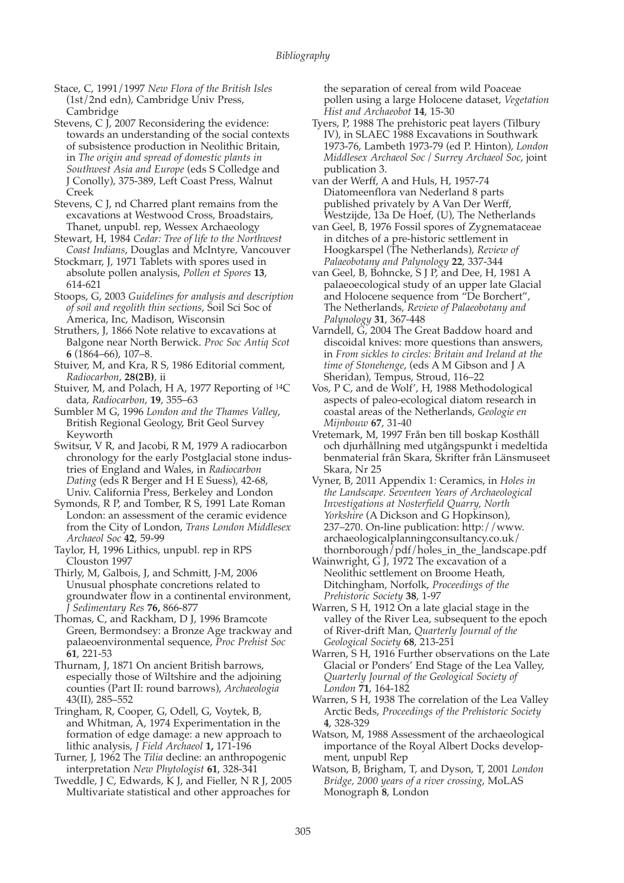Stace, C, 1991/1997 *New Flora of the British Isles* (1st/2nd edn), Cambridge Univ Press, Cambridge

Stevens, C J, 2007 Reconsidering the evidence: towards an understanding of the social contexts of subsistence production in Neolithic Britain, in *The origin and spread of domestic plants in Southwest Asia and Europe* (eds S Colledge and J Conolly), 375-389, Left Coast Press, Walnut Creek

Stevens, C J, nd Charred plant remains from the excavations at Westwood Cross, Broadstairs, Thanet, unpubl. rep, Wessex Archaeology

Stewart, H, 1984 *Cedar: Tree of life to the Northwest Coast Indians*, Douglas and McIntyre, Vancouver

Stockmarr, J, 1971 Tablets with spores used in absolute pollen analysis, *Pollen et Spores* **13**, 614-621

Stoops, G, 2003 *Guidelines for analysis and description of soil and regolith thin sections*, Soil Sci Soc of America, Inc, Madison, Wisconsin

Struthers, J, 1866 Note relative to excavations at Balgone near North Berwick. *Proc Soc Antiq Scot* **6** (1864–66), 107–8.

Stuiver, M, and Kra, R S, 1986 Editorial comment, *Radiocarbon*, **28(2B)**, ii

Stuiver, M, and Polach, H A, 1977 Reporting of $^{14}C$ data, *Radiocarbon*, **19**, 355–63

Sumbler M G, 1996 *London and the Thames Valley*, British Regional Geology, Brit Geol Survey Keyworth

Switsur, V R, and Jacobi, R M, 1979 A radiocarbon chronology for the early Postglacial stone industries of England and Wales, in *Radiocarbon Dating* (eds R Berger and H E Suess), 42-68, Univ. California Press, Berkeley and London

Symonds, R P, and Tomber, R S, 1991 Late Roman London: an assessment of the ceramic evidence from the City of London, *Trans London Middlesex Archaeol Soc* **42**, 59-99

Taylor, H, 1996 Lithics, unpubl. rep in RPS Clouston 1997

Thirly, M, Galbois, J, and Schmitt, J-M, 2006 Unusual phosphate concretions related to groundwater flow in a continental environment, *J Sedimentary Res* **76,** 866-877

Thomas, C, and Rackham, D J, 1996 Bramcote Green, Bermondsey: a Bronze Age trackway and palaeoenvironmental sequence, *Proc Prehist Soc* **61**, 221-53

Thurnam, J, 1871 On ancient British barrows, especially those of Wiltshire and the adjoining counties (Part II: round barrows), *Archaeologia* 43(II), 285–552

Tringham, R, Cooper, G, Odell, G, Voytek, B, and Whitman, A, 1974 Experimentation in the formation of edge damage: a new approach to lithic analysis, *J Field Archaeol* **1,** 171-196

Turner, J, 1962 The *Tilia* decline: an anthropogenic interpretation *New Phytologist* **61**, 328-341

Tweddle, J C, Edwards, K J, and Fieller, N R J, 2005 Multivariate statistical and other approaches for the separation of cereal from wild Poaceae pollen using a large Holocene dataset, *Vegetation Hist and Archaeobot* **14**, 15-30

Tyers, P, 1988 The prehistoric peat layers (Tilbury IV), in SLAEC 1988 Excavations in Southwark 1973-76, Lambeth 1973-79 (ed P. Hinton), *London Middlesex Archaeol Soc / Surrey Archaeol Soc*, joint publication 3.

van der Werff, A and Huls, H, 1957-74 Diatomeenflora van Nederland 8 parts published privately by A Van Der Werff, Westzijde, 13a De Hoef, (U), The Netherlands

van Geel, B, 1976 Fossil spores of Zygnemataceae in ditches of a pre-historic settlement in Hoogkarspel (The Netherlands), *Review of Palaeobotany and Palynology* **22**, 337-344

van Geel, B, Bohncke, S J P, and Dee, H, 1981 A palaeoecological study of an upper late Glacial and Holocene sequence from "De Borchert", The Netherlands, *Review of Palaeobotany and Palynology* **31**, 367-448

Varndell, G, 2004 The Great Baddow hoard and discoidal knives: more questions than answers, in *From sickles to circles: Britain and Ireland at the time of Stonehenge*, (eds A M Gibson and J A Sheridan), Tempus, Stroud, 116–22

Vos, P C, and de Wolf', H, 1988 Methodological aspects of paleo-ecological diatom research in coastal areas of the Netherlands, *Geologie en Mijnbouw* **67**, 31-40

Vretemark, M, 1997 Från ben till boskap Kosthåll och djurhållning med utgångspunkt i medeltida benmaterial från Skara, Skrifter från Länsmuseet Skara, Nr 25

Vyner, B, 2011 Appendix 1: Ceramics, in *Holes in the Landscape. Seventeen Years of Archaeological Investigations at Nosterfield Quarry, North Yorkshire* (A Dickson and G Hopkinson), 237–270. On-line publication: http://www.archaeologicalplanningconsultancy.co.uk/thornborough/pdf/holes_in_the_landscape.pdf

Wainwright, G J, 1972 The excavation of a Neolithic settlement on Broome Heath, Ditchingham, Norfolk, *Proceedings of the Prehistoric Society* **38**, 1-97

Warren, S H, 1912 On a late glacial stage in the valley of the River Lea, subsequent to the epoch of River-drift Man, *Quarterly Journal of the Geological Society* **68**, 213-251

Warren, S H, 1916 Further observations on the Late Glacial or Ponders' End Stage of the Lea Valley, *Quarterly Journal of the Geological Society of London* **71**, 164-182

Warren, S H, 1938 The correlation of the Lea Valley Arctic Beds, *Proceedings of the Prehistoric Society* **4**, 328-329

Watson, M, 1988 Assessment of the archaeological importance of the Royal Albert Docks development, unpubl Rep

Watson, B, Brigham, T, and Dyson, T, 2001 *London Bridge, 2000 years of a river crossing*, MoLAS Monograph **8**, London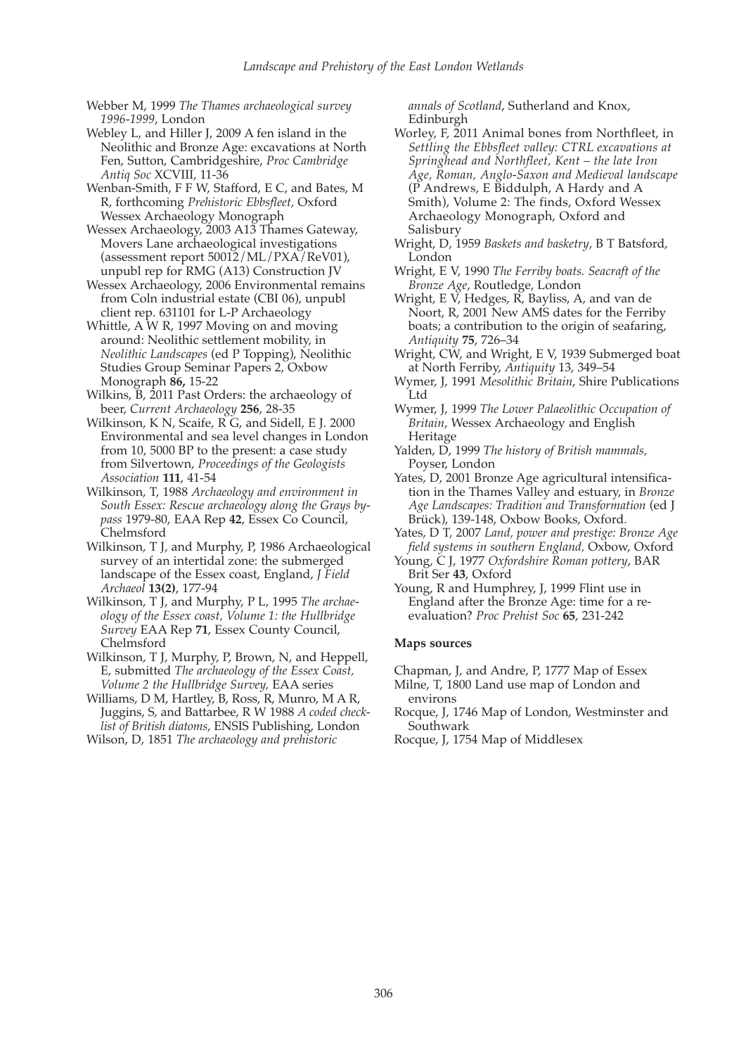Webber M, 1999 *The Thames archaeological survey 1996-1999*, London

Webley L, and Hiller J, 2009 A fen island in the Neolithic and Bronze Age: excavations at North Fen, Sutton, Cambridgeshire, *Proc Cambridge Antiq Soc* XCVIII, 11-36

Wenban-Smith, F F W, Stafford, E C, and Bates, M R, forthcoming *Prehistoric Ebbsfleet,* Oxford Wessex Archaeology Monograph

Wessex Archaeology, 2003 A13 Thames Gateway, Movers Lane archaeological investigations (assessment report 50012/ML/PXA/ReV01), unpubl rep for RMG (A13) Construction JV

Wessex Archaeology, 2006 Environmental remains from Coln industrial estate (CBI 06), unpubl client rep. 631101 for L-P Archaeology

Whittle, A W R, 1997 Moving on and moving around: Neolithic settlement mobility, in *Neolithic Landscapes* (ed P Topping), Neolithic Studies Group Seminar Papers 2, Oxbow Monograph **86,** 15-22

Wilkins, B, 2011 Past Orders: the archaeology of beer, *Current Archaeology* **256**, 28-35

Wilkinson, K N, Scaife, R G, and Sidell, E J. 2000 Environmental and sea level changes in London from 10, 5000 BP to the present: a case study from Silvertown, *Proceedings of the Geologists Association* **111**, 41-54

Wilkinson, T, 1988 *Archaeology and environment in South Essex: Rescue archaeology along the Grays by-pass* 1979-80, EAA Rep **42**, Essex Co Council, Chelmsford

Wilkinson, T J, and Murphy, P, 1986 Archaeological survey of an intertidal zone: the submerged landscape of the Essex coast, England, *J Field Archaeol* **13(2)**, 177-94

Wilkinson, T J, and Murphy, P L, 1995 *The archaeology of the Essex coast, Volume 1: the Hullbridge Survey* EAA Rep **71**, Essex County Council, Chelmsford

Wilkinson, T J, Murphy, P, Brown, N, and Heppell, E, submitted *The archaeology of the Essex Coast, Volume 2 the Hullbridge Survey,* EAA series

Williams, D M, Hartley, B, Ross, R, Munro, M A R, Juggins, S, and Battarbee, R W 1988 *A coded checklist of British diatoms,* ENSIS Publishing, London

Wilson, D, 1851 *The archaeology and prehistoric annals of Scotland*, Sutherland and Knox, Edinburgh

Worley, F, 2011 Animal bones from Northfleet, in *Settling the Ebbsfleet valley: CTRL excavations at Springhead and Northfleet, Kent – the late Iron Age, Roman, Anglo-Saxon and Medieval landscape* (P Andrews, E Biddulph, A Hardy and A Smith), Volume 2: The finds, Oxford Wessex Archaeology Monograph, Oxford and Salisbury

Wright, D, 1959 *Baskets and basketry*, B T Batsford, London

Wright, E V, 1990 *The Ferriby boats. Seacraft of the Bronze Age*, Routledge, London

Wright, E V, Hedges, R, Bayliss, A, and van de Noort, R, 2001 New AMS dates for the Ferriby boats; a contribution to the origin of seafaring, *Antiquity* **75**, 726–34

Wright, CW, and Wright, E V, 1939 Submerged boat at North Ferriby, *Antiquity* 13, 349–54

Wymer, J, 1991 *Mesolithic Britain*, Shire Publications Ltd

Wymer, J, 1999 *The Lower Palaeolithic Occupation of Britain*, Wessex Archaeology and English Heritage

Yalden, D, 1999 *The history of British mammals,* Poyser, London

Yates, D, 2001 Bronze Age agricultural intensification in the Thames Valley and estuary, in *Bronze Age Landscapes: Tradition and Transformation* (ed J Brück), 139-148, Oxbow Books, Oxford.

Yates, D T, 2007 *Land, power and prestige: Bronze Age field systems in southern England,* Oxbow, Oxford

Young, C J, 1977 *Oxfordshire Roman pottery*, BAR Brit Ser **43**, Oxford

Young, R and Humphrey, J, 1999 Flint use in England after the Bronze Age: time for a re-evaluation? *Proc Prehist Soc* **65**, 231-242

**Maps sources**

Chapman, J, and Andre, P, 1777 Map of Essex

Milne, T, 1800 Land use map of London and environs

Rocque, J, 1746 Map of London, Westminster and Southwark

Rocque, J, 1754 Map of Middlesex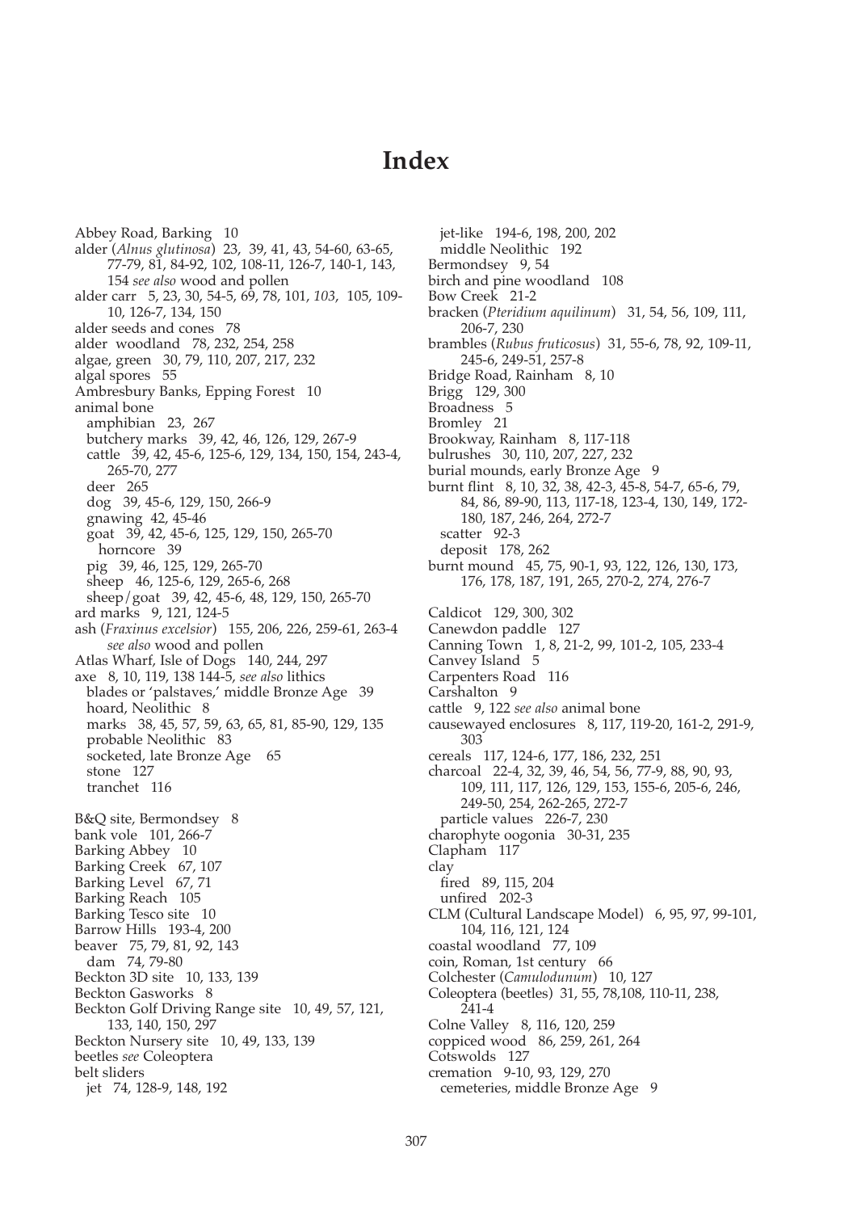# Index

Abbey Road, Barking 10
alder (*Alnus glutinosa*) 23, 39, 41, 43, 54-60, 63-65, 77-79, 81, 84-92, 102, 108-11, 126-7, 140-1, 143, 154 *see also* wood and pollen
alder carr 5, 23, 30, 54-5, 69, 78, 101, *103*, 105, 109-10, 126-7, 134, 150
alder seeds and cones 78
alder woodland 78, 232, 254, 258
algae, green 30, 79, 110, 207, 217, 232
algal spores 55
Ambresbury Banks, Epping Forest 10
animal bone
- amphibian 23, 267
- butchery marks 39, 42, 46, 126, 129, 267-9
- cattle 39, 42, 45-6, 125-6, 129, 134, 150, 154, 243-4, 265-70, 277
- deer 265
- dog 39, 45-6, 129, 150, 266-9
- gnawing 42, 45-46
- goat 39, 42, 45-6, 125, 129, 150, 265-70
  - horncore 39
- pig 39, 46, 125, 129, 265-70
- sheep 46, 125-6, 129, 265-6, 268
- sheep/goat 39, 42, 45-6, 48, 129, 150, 265-70

ard marks 9, 121, 124-5
ash (*Fraxinus excelsior*) 155, 206, 226, 259-61, 263-4 *see also* wood and pollen
Atlas Wharf, Isle of Dogs 140, 244, 297
axe 8, 10, 119, 138 144-5, *see also* lithics
- blades or 'palstaves,' middle Bronze Age 39
- hoard, Neolithic 8
- marks 38, 45, 57, 59, 63, 65, 81, 85-90, 129, 135
- probable Neolithic 83
- socketed, late Bronze Age 65
- stone 127
- tranchet 116

B&Q site, Bermondsey 8
bank vole 101, 266-7
Barking Abbey 10
Barking Creek 67, 107
Barking Level 67, 71
Barking Reach 105
Barking Tesco site 10
Barrow Hills 193-4, 200
beaver 75, 79, 81, 92, 143
- dam 74, 79-80

Beckton 3D site 10, 133, 139
Beckton Gasworks 8
Beckton Golf Driving Range site 10, 49, 57, 121, 133, 140, 150, 297
Beckton Nursery site 10, 49, 133, 139
beetles *see* Coleoptera
belt sliders
- jet 74, 128-9, 148, 192
- jet-like 194-6, 198, 200, 202
- middle Neolithic 192

Bermondsey 9, 54
birch and pine woodland 108
Bow Creek 21-2
bracken (*Pteridium aquilinum*) 31, 54, 56, 109, 111, 206-7, 230
brambles (*Rubus fruticosus*) 31, 55-6, 78, 92, 109-11, 245-6, 249-51, 257-8
Bridge Road, Rainham 8, 10
Brigg 129, 300
Broadness 5
Bromley 21
Brookway, Rainham 8, 117-118
bulrushes 30, 110, 207, 227, 232
burial mounds, early Bronze Age 9
burnt flint 8, 10, 32, 38, 42-3, 45-8, 54-7, 65-6, 79, 84, 86, 89-90, 113, 117-18, 123-4, 130, 149, 172-180, 187, 246, 264, 272-7
- scatter 92-3
- deposit 178, 262

burnt mound 45, 75, 90-1, 93, 122, 126, 130, 173, 176, 178, 187, 191, 265, 270-2, 274, 276-7

Caldicot 129, 300, 302
Canewdon paddle 127
Canning Town 1, 8, 21-2, 99, 101-2, 105, 233-4
Canvey Island 5
Carpenters Road 116
Carshalton 9
cattle 9, 122 *see also* animal bone
causewayed enclosures 8, 117, 119-20, 161-2, 291-9, 303
cereals 117, 124-6, 177, 186, 232, 251
charcoal 22-4, 32, 39, 46, 54, 56, 77-9, 88, 90, 93, 109, 111, 117, 126, 129, 153, 155-6, 205-6, 246, 249-50, 254, 262-265, 272-7
- particle values 226-7, 230

charophyte oogonia 30-31, 235
Clapham 117
clay
- fired 89, 115, 204
- unfired 202-3

CLM (Cultural Landscape Model) 6, 95, 97, 99-101, 104, 116, 121, 124
coastal woodland 77, 109
coin, Roman, 1st century 66
Colchester (*Camulodunum*) 10, 127
Coleoptera (beetles) 31, 55, 78,108, 110-11, 238, 241-4
Colne Valley 8, 116, 120, 259
coppiced wood 86, 259, 261, 264
Cotswolds 127
cremation 9-10, 93, 129, 270
- cemeteries, middle Bronze Age 9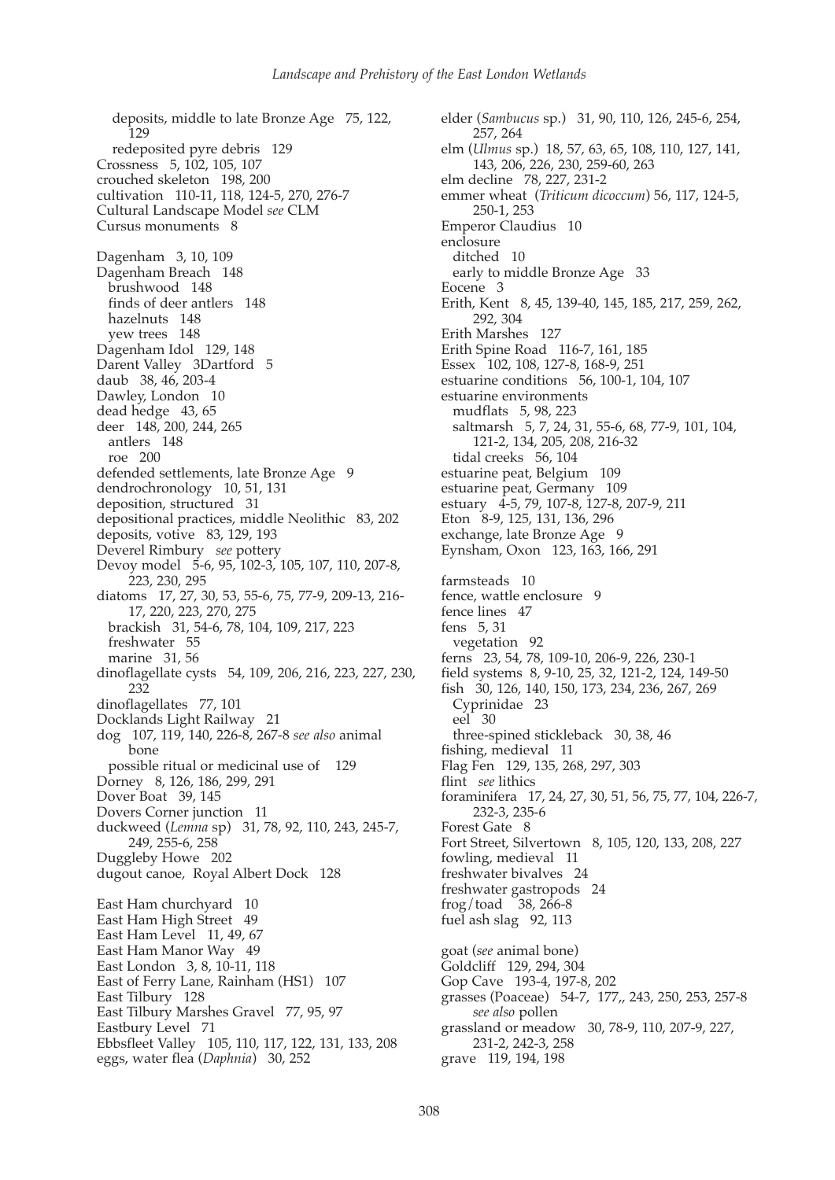deposits, middle to late Bronze Age 75, 122, 129
redeposited pyre debris 129
Crossness 5, 102, 105, 107
crouched skeleton 198, 200
cultivation 110-11, 118, 124-5, 270, 276-7
Cultural Landscape Model *see* CLM
Cursus monuments 8

Dagenham 3, 10, 109
Dagenham Breach 148
brushwood 148
finds of deer antlers 148
hazelnuts 148
yew trees 148
Dagenham Idol 129, 148
Darent Valley 3Dartford 5
daub 38, 46, 203-4
Dawley, London 10
dead hedge 43, 65
deer 148, 200, 244, 265
antlers 148
roe 200
defended settlements, late Bronze Age 9
dendrochronology 10, 51, 131
deposition, structured 31
depositional practices, middle Neolithic 83, 202
deposits, votive 83, 129, 193
Deverel Rimbury *see* pottery
Devoy model 5-6, 95, 102-3, 105, 107, 110, 207-8, 223, 230, 295
diatoms 17, 27, 30, 53, 55-6, 75, 77-9, 209-13, 216-17, 220, 223, 270, 275
brackish 31, 54-6, 78, 104, 109, 217, 223
freshwater 55
marine 31, 56
dinoflagellate cysts 54, 109, 206, 216, 223, 227, 230, 232
dinoflagellates 77, 101
Docklands Light Railway 21
dog 107, 119, 140, 226-8, 267-8 *see also* animal bone
possible ritual or medicinal use of 129
Dorney 8, 126, 186, 299, 291
Dover Boat 39, 145
Dovers Corner junction 11
duckweed (*Lemna* sp) 31, 78, 92, 110, 243, 245-7, 249, 255-6, 258
Duggleby Howe 202
dugout canoe, Royal Albert Dock 128

East Ham churchyard 10
East Ham High Street 49
East Ham Level 11, 49, 67
East Ham Manor Way 49
East London 3, 8, 10-11, 118
East of Ferry Lane, Rainham (HS1) 107
East Tilbury 128
East Tilbury Marshes Gravel 77, 95, 97
Eastbury Level 71
Ebbsfleet Valley 105, 110, 117, 122, 131, 133, 208
eggs, water flea (*Daphnia*) 30, 252

elder (*Sambucus* sp.) 31, 90, 110, 126, 245-6, 254, 257, 264
elm (*Ulmus* sp.) 18, 57, 63, 65, 108, 110, 127, 141, 143, 206, 226, 230, 259-60, 263
elm decline 78, 227, 231-2
emmer wheat (*Triticum dicoccum*) 56, 117, 124-5, 250-1, 253
Emperor Claudius 10
enclosure
ditched 10
early to middle Bronze Age 33
Eocene 3
Erith, Kent 8, 45, 139-40, 145, 185, 217, 259, 262, 292, 304
Erith Marshes 127
Erith Spine Road 116-7, 161, 185
Essex 102, 108, 127-8, 168-9, 251
estuarine conditions 56, 100-1, 104, 107
estuarine environments
mudflats 5, 98, 223
saltmarsh 5, 7, 24, 31, 55-6, 68, 77-9, 101, 104, 121-2, 134, 205, 208, 216-32
tidal creeks 56, 104
estuarine peat, Belgium 109
estuarine peat, Germany 109
estuary 4-5, 79, 107-8, 127-8, 207-9, 211
Eton 8-9, 125, 131, 136, 296
exchange, late Bronze Age 9
Eynsham, Oxon 123, 163, 166, 291

farmsteads 10
fence, wattle enclosure 9
fence lines 47
fens 5, 31
vegetation 92
ferns 23, 54, 78, 109-10, 206-9, 226, 230-1
field systems 8, 9-10, 25, 32, 121-2, 124, 149-50
fish 30, 126, 140, 150, 173, 234, 236, 267, 269
Cyprinidae 23
eel 30
three-spined stickleback 30, 38, 46
fishing, medieval 11
Flag Fen 129, 135, 268, 297, 303
flint *see* lithics
foraminifera 17, 24, 27, 30, 51, 56, 75, 77, 104, 226-7, 232-3, 235-6
Forest Gate 8
Fort Street, Silvertown 8, 105, 120, 133, 208, 227
fowling, medieval 11
freshwater bivalves 24
freshwater gastropods 24
frog/toad 38, 266-8
fuel ash slag 92, 113

goat (*see* animal bone)
Goldcliff 129, 294, 304
Gop Cave 193-4, 197-8, 202
grasses (Poaceae) 54-7, 177,, 243, 250, 253, 257-8 *see also* pollen
grassland or meadow 30, 78-9, 110, 207-9, 227, 231-2, 242-3, 258
grave 119, 194, 198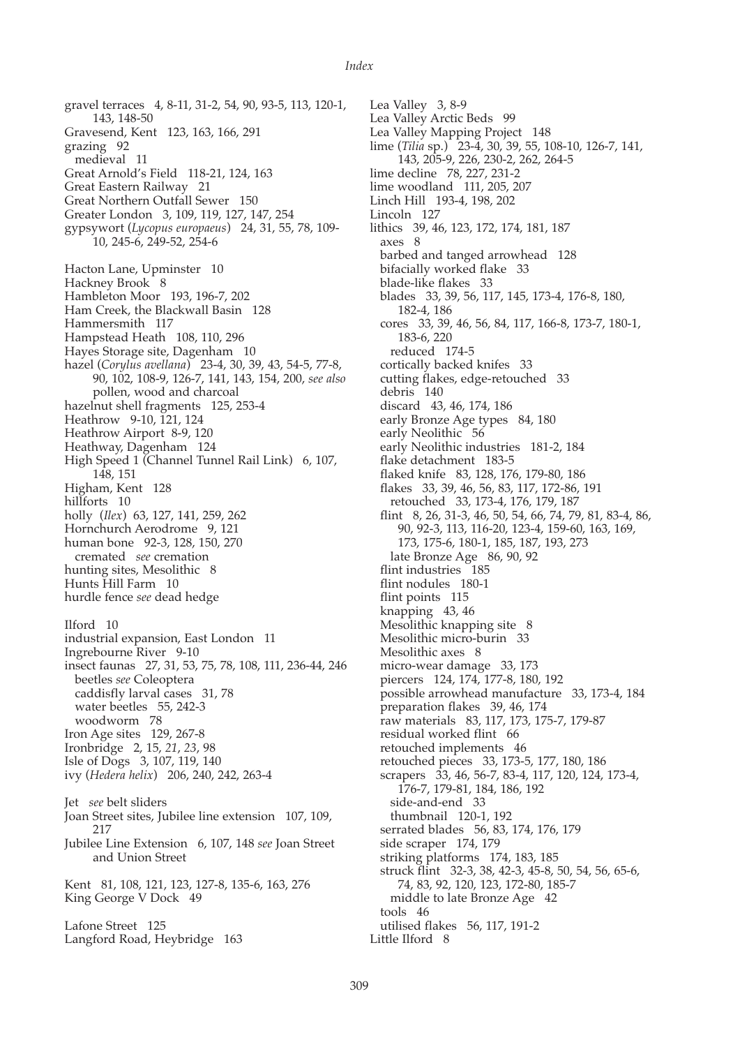gravel terraces 4, 8-11, 31-2, 54, 90, 93-5, 113, 120-1, 143, 148-50
Gravesend, Kent 123, 163, 166, 291
grazing 92
  medieval 11
Great Arnold's Field 118-21, 124, 163
Great Eastern Railway 21
Great Northern Outfall Sewer 150
Greater London 3, 109, 119, 127, 147, 254
gypsywort (*Lycopus europaeus*) 24, 31, 55, 78, 109-10, 245-6, 249-52, 254-6

Hacton Lane, Upminster 10
Hackney Brook 8
Hambleton Moor 193, 196-7, 202
Ham Creek, the Blackwall Basin 128
Hammersmith 117
Hampstead Heath 108, 110, 296
Hayes Storage site, Dagenham 10
hazel (*Corylus avellana*) 23-4, 30, 39, 43, 54-5, 77-8, 90, 102, 108-9, 126-7, 141, 143, 154, 200, *see also* pollen, wood and charcoal
hazelnut shell fragments 125, 253-4
Heathrow 9-10, 121, 124
Heathrow Airport 8-9, 120
Heathway, Dagenham 124
High Speed 1 (Channel Tunnel Rail Link) 6, 107, 148, 151
Higham, Kent 128
hillforts 10
holly (*Ilex*) 63, 127, 141, 259, 262
Hornchurch Aerodrome 9, 121
human bone 92-3, 128, 150, 270
  cremated *see* cremation
hunting sites, Mesolithic 8
Hunts Hill Farm 10
hurdle fence *see* dead hedge

Ilford 10
industrial expansion, East London 11
Ingrebourne River 9-10
insect faunas 27, 31, 53, 75, 78, 108, 111, 236-44, 246
  beetles *see* Coleoptera
  caddisfly larval cases 31, 78
  water beetles 55, 242-3
  woodworm 78
Iron Age sites 129, 267-8
Ironbridge 2, 15, *21*, *23*, 98
Isle of Dogs 3, 107, 119, 140
ivy (*Hedera helix*) 206, 240, 242, 263-4

Jet *see* belt sliders
Joan Street sites, Jubilee line extension 107, 109, 217
Jubilee Line Extension 6, 107, 148 *see* Joan Street and Union Street

Kent 81, 108, 121, 123, 127-8, 135-6, 163, 276
King George V Dock 49

Lafone Street 125
Langford Road, Heybridge 163

Lea Valley 3, 8-9
Lea Valley Arctic Beds 99
Lea Valley Mapping Project 148
lime (*Tilia* sp.) 23-4, 30, 39, 55, 108-10, 126-7, 141, 143, 205-9, 226, 230-2, 262, 264-5
lime decline 78, 227, 231-2
lime woodland 111, 205, 207
Linch Hill 193-4, 198, 202
Lincoln 127
lithics 39, 46, 123, 172, 174, 181, 187
  axes 8
  barbed and tanged arrowhead 128
  bifacially worked flake 33
  blade-like flakes 33
  blades 33, 39, 56, 117, 145, 173-4, 176-8, 180, 182-4, 186
  cores 33, 39, 46, 56, 84, 117, 166-8, 173-7, 180-1, 183-6, 220
    reduced 174-5
  cortically backed knifes 33
  cutting flakes, edge-retouched 33
  debris 140
  discard 43, 46, 174, 186
  early Bronze Age types 84, 180
  early Neolithic 56
  early Neolithic industries 181-2, 184
  flake detachment 183-5
  flaked knife 83, 128, 176, 179-80, 186
  flakes 33, 39, 46, 56, 83, 117, 172-86, 191
    retouched 33, 173-4, 176, 179, 187
  flint 8, 26, 31-3, 46, 50, 54, 66, 74, 79, 81, 83-4, 86, 90, 92-3, 113, 116-20, 123-4, 159-60, 163, 169, 173, 175-6, 180-1, 185, 187, 193, 273
    late Bronze Age 86, 90, 92
  flint industries 185
  flint nodules 180-1
  flint points 115
  knapping 43, 46
  Mesolithic knapping site 8
  Mesolithic micro-burin 33
  Mesolithic axes 8
  micro-wear damage 33, 173
  piercers 124, 174, 177-8, 180, 192
  possible arrowhead manufacture 33, 173-4, 184
  preparation flakes 39, 46, 174
  raw materials 83, 117, 173, 175-7, 179-87
  residual worked flint 66
  retouched implements 46
  retouched pieces 33, 173-5, 177, 180, 186
  scrapers 33, 46, 56-7, 83-4, 117, 120, 124, 173-4, 176-7, 179-81, 184, 186, 192
    side-and-end 33
    thumbnail 120-1, 192
  serrated blades 56, 83, 174, 176, 179
  side scraper 174, 179
  striking platforms 174, 183, 185
  struck flint 32-3, 38, 42-3, 45-8, 50, 54, 56, 65-6, 74, 83, 92, 120, 123, 172-80, 185-7
    middle to late Bronze Age 42
  tools 46
  utilised flakes 56, 117, 191-2
Little Ilford 8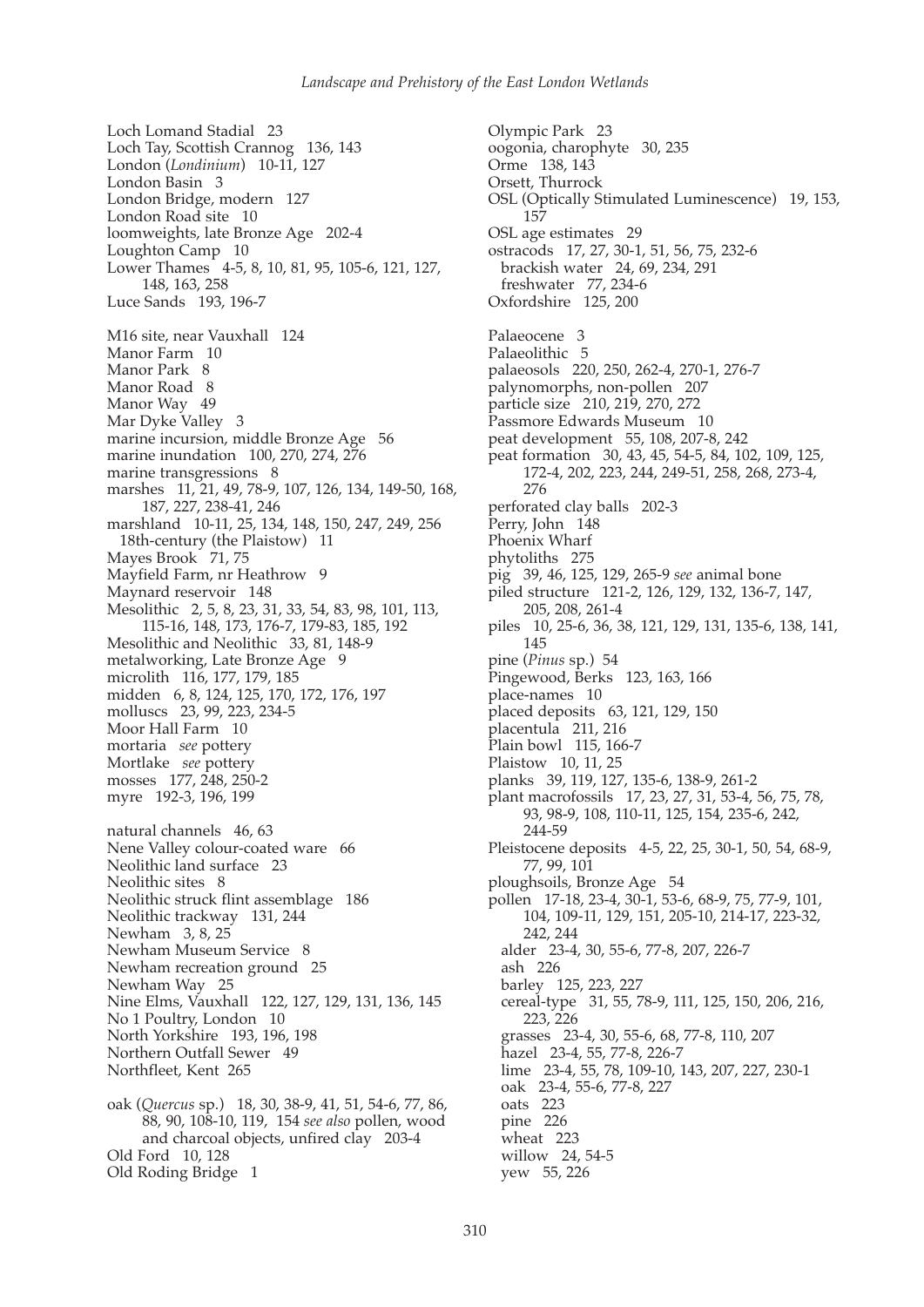Loch Lomand Stadial 23
Loch Tay, Scottish Crannog 136, 143
London (*Londinium*) 10-11, 127
London Basin 3
London Bridge, modern 127
London Road site 10
loomweights, late Bronze Age 202-4
Loughton Camp 10
Lower Thames 4-5, 8, 10, 81, 95, 105-6, 121, 127, 148, 163, 258
Luce Sands 193, 196-7

M16 site, near Vauxhall 124
Manor Farm 10
Manor Park 8
Manor Road 8
Manor Way 49
Mar Dyke Valley 3
marine incursion, middle Bronze Age 56
marine inundation 100, 270, 274, 276
marine transgressions 8
marshes 11, 21, 49, 78-9, 107, 126, 134, 149-50, 168, 187, 227, 238-41, 246
marshland 10-11, 25, 134, 148, 150, 247, 249, 256
  18th-century (the Plaistow) 11
Mayes Brook 71, 75
Mayfield Farm, nr Heathrow 9
Maynard reservoir 148
Mesolithic 2, 5, 8, 23, 31, 33, 54, 83, 98, 101, 113, 115-16, 148, 173, 176-7, 179-83, 185, 192
Mesolithic and Neolithic 33, 81, 148-9
metalworking, Late Bronze Age 9
microlith 116, 177, 179, 185
midden 6, 8, 124, 125, 170, 172, 176, 197
molluscs 23, 99, 223, 234-5
Moor Hall Farm 10
mortaria *see* pottery
Mortlake *see* pottery
mosses 177, 248, 250-2
myre 192-3, 196, 199

natural channels 46, 63
Nene Valley colour-coated ware 66
Neolithic land surface 23
Neolithic sites 8
Neolithic struck flint assemblage 186
Neolithic trackway 131, 244
Newham 3, 8, 25
Newham Museum Service 8
Newham recreation ground 25
Newham Way 25
Nine Elms, Vauxhall 122, 127, 129, 131, 136, 145
No 1 Poultry, London 10
North Yorkshire 193, 196, 198
Northern Outfall Sewer 49
Northfleet, Kent 265

oak (*Quercus* sp.) 18, 30, 38-9, 41, 51, 54-6, 77, 86, 88, 90, 108-10, 119, 154 *see also* pollen, wood and charcoal objects, unfired clay 203-4
Old Ford 10, 128
Old Roding Bridge 1

Olympic Park 23
oogonia, charophyte 30, 235
Orme 138, 143
Orsett, Thurrock
OSL (Optically Stimulated Luminescence) 19, 153, 157
OSL age estimates 29
ostracods 17, 27, 30-1, 51, 56, 75, 232-6
  brackish water 24, 69, 234, 291
  freshwater 77, 234-6
Oxfordshire 125, 200

Palaeocene 3
Palaeolithic 5
palaeosols 220, 250, 262-4, 270-1, 276-7
palynomorphs, non-pollen 207
particle size 210, 219, 270, 272
Passmore Edwards Museum 10
peat development 55, 108, 207-8, 242
peat formation 30, 43, 45, 54-5, 84, 102, 109, 125, 172-4, 202, 223, 244, 249-51, 258, 268, 273-4, 276
perforated clay balls 202-3
Perry, John 148
Phoenix Wharf
phytoliths 275
pig 39, 46, 125, 129, 265-9 *see* animal bone
piled structure 121-2, 126, 129, 132, 136-7, 147, 205, 208, 261-4
piles 10, 25-6, 36, 38, 121, 129, 131, 135-6, 138, 141, 145
pine (*Pinus* sp.) 54
Pingewood, Berks 123, 163, 166
place-names 10
placed deposits 63, 121, 129, 150
placentula 211, 216
Plain bowl 115, 166-7
Plaistow 10, 11, 25
planks 39, 119, 127, 135-6, 138-9, 261-2
plant macrofossils 17, 23, 27, 31, 53-4, 56, 75, 78, 93, 98-9, 108, 110-11, 125, 154, 235-6, 242, 244-59
Pleistocene deposits 4-5, 22, 25, 30-1, 50, 54, 68-9, 77, 99, 101
ploughsoils, Bronze Age 54
pollen 17-18, 23-4, 30-1, 53-6, 68-9, 75, 77-9, 101, 104, 109-11, 129, 151, 205-10, 214-17, 223-32, 242, 244
  alder 23-4, 30, 55-6, 77-8, 207, 226-7
  ash 226
  barley 125, 223, 227
  cereal-type 31, 55, 78-9, 111, 125, 150, 206, 216, 223, 226
  grasses 23-4, 30, 55-6, 68, 77-8, 110, 207
  hazel 23-4, 55, 77-8, 226-7
  lime 23-4, 55, 78, 109-10, 143, 207, 227, 230-1
  oak 23-4, 55-6, 77-8, 227
  oats 223
  pine 226
  wheat 223
  willow 24, 54-5
  yew 55, 226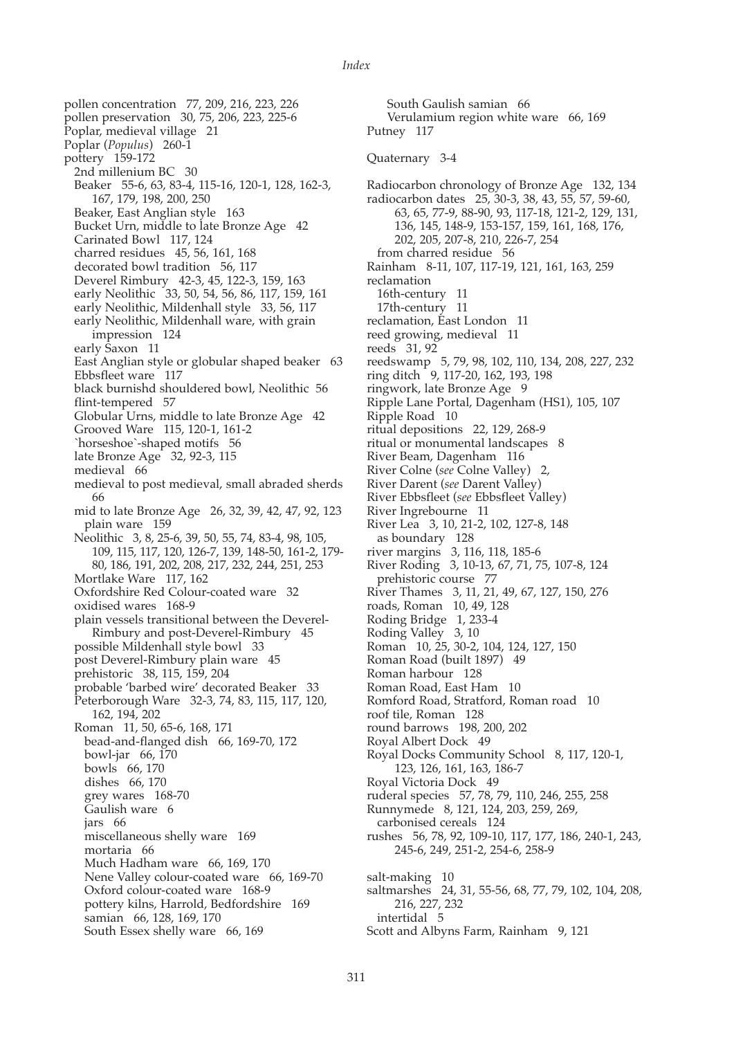pollen concentration 77, 209, 216, 223, 226
pollen preservation 30, 75, 206, 223, 225-6
Poplar, medieval village 21
Poplar (*Populus*) 260-1
pottery 159-172
  2nd millenium BC 30
  Beaker 55-6, 63, 83-4, 115-16, 120-1, 128, 162-3, 167, 179, 198, 200, 250
  Beaker, East Anglian style 163
  Bucket Urn, middle to late Bronze Age 42
  Carinated Bowl 117, 124
  charred residues 45, 56, 161, 168
  decorated bowl tradition 56, 117
  Deverel Rimbury 42-3, 45, 122-3, 159, 163
  early Neolithic 33, 50, 54, 56, 86, 117, 159, 161
  early Neolithic, Mildenhall style 33, 56, 117
  early Neolithic, Mildenhall ware, with grain impression 124
  early Saxon 11
  East Anglian style or globular shaped beaker 63
  Ebbsfleet ware 117
  black burnishd shouldered bowl, Neolithic 56
  flint-tempered 57
  Globular Urns, middle to late Bronze Age 42
  Grooved Ware 115, 120-1, 161-2
  `horseshoe`-shaped motifs 56
  late Bronze Age 32, 92-3, 115
  medieval 66
  medieval to post medieval, small abraded sherds 66
  mid to late Bronze Age 26, 32, 39, 42, 47, 92, 123
    plain ware 159
  Neolithic 3, 8, 25-6, 39, 50, 55, 74, 83-4, 98, 105, 109, 115, 117, 120, 126-7, 139, 148-50, 161-2, 179-80, 186, 191, 202, 208, 217, 232, 244, 251, 253
  Mortlake Ware 117, 162
  Oxfordshire Red Colour-coated ware 32
  oxidised wares 168-9
  plain vessels transitional between the Deverel-Rimbury and post-Deverel-Rimbury 45
  possible Mildenhall style bowl 33
  post Deverel-Rimbury plain ware 45
  prehistoric 38, 115, 159, 204
  probable 'barbed wire' decorated Beaker 33
  Peterborough Ware 32-3, 74, 83, 115, 117, 120, 162, 194, 202
  Roman 11, 50, 65-6, 168, 171
    bead-and-flanged dish 66, 169-70, 172
    bowl-jar 66, 170
    bowls 66, 170
    dishes 66, 170
    grey wares 168-70
    Gaulish ware 6
    jars 66
    miscellaneous shelly ware 169
    mortaria 66
    Much Hadham ware 66, 169, 170
    Nene Valley colour-coated ware 66, 169-70
    Oxford colour-coated ware 168-9
    pottery kilns, Harrold, Bedfordshire 169
    samian 66, 128, 169, 170
    South Essex shelly ware 66, 169
    South Gaulish samian 66
    Verulamium region white ware 66, 169
Putney 117

Quaternary 3-4

Radiocarbon chronology of Bronze Age 132, 134
radiocarbon dates 25, 30-3, 38, 43, 55, 57, 59-60, 63, 65, 77-9, 88-90, 93, 117-18, 121-2, 129, 131, 136, 145, 148-9, 153-157, 159, 161, 168, 176, 202, 205, 207-8, 210, 226-7, 254
  from charred residue 56
Rainham 8-11, 107, 117-19, 121, 161, 163, 259
reclamation
  16th-century 11
  17th-century 11
reclamation, East London 11
reed growing, medieval 11
reeds 31, 92
reedswamp 5, 79, 98, 102, 110, 134, 208, 227, 232
ring ditch 9, 117-20, 162, 193, 198
ringwork, late Bronze Age 9
Ripple Lane Portal, Dagenham (HS1), 105, 107
Ripple Road 10
ritual depositions 22, 129, 268-9
ritual or monumental landscapes 8
River Beam, Dagenham 116
River Colne (*see* Colne Valley) 2,
River Darent (*see* Darent Valley)
River Ebbsfleet (*see* Ebbsfleet Valley)
River Ingrebourne 11
River Lea 3, 10, 21-2, 102, 127-8, 148
  as boundary 128
river margins 3, 116, 118, 185-6
River Roding 3, 10-13, 67, 71, 75, 107-8, 124
  prehistoric course 77
River Thames 3, 11, 21, 49, 67, 127, 150, 276
roads, Roman 10, 49, 128
Roding Bridge 1, 233-4
Roding Valley 3, 10
Roman 10, 25, 30-2, 104, 124, 127, 150
Roman Road (built 1897) 49
Roman harbour 128
Roman Road, East Ham 10
Romford Road, Stratford, Roman road 10
roof tile, Roman 128
round barrows 198, 200, 202
Royal Albert Dock 49
Royal Docks Community School 8, 117, 120-1, 123, 126, 161, 163, 186-7
Royal Victoria Dock 49
ruderal species 57, 78, 79, 110, 246, 255, 258
Runnymede 8, 121, 124, 203, 259, 269,
  carbonised cereals 124
rushes 56, 78, 92, 109-10, 117, 177, 186, 240-1, 243, 245-6, 249, 251-2, 254-6, 258-9

salt-making 10
saltmarshes 24, 31, 55-56, 68, 77, 79, 102, 104, 208, 216, 227, 232
  intertidal 5
Scott and Albyns Farm, Rainham 9, 121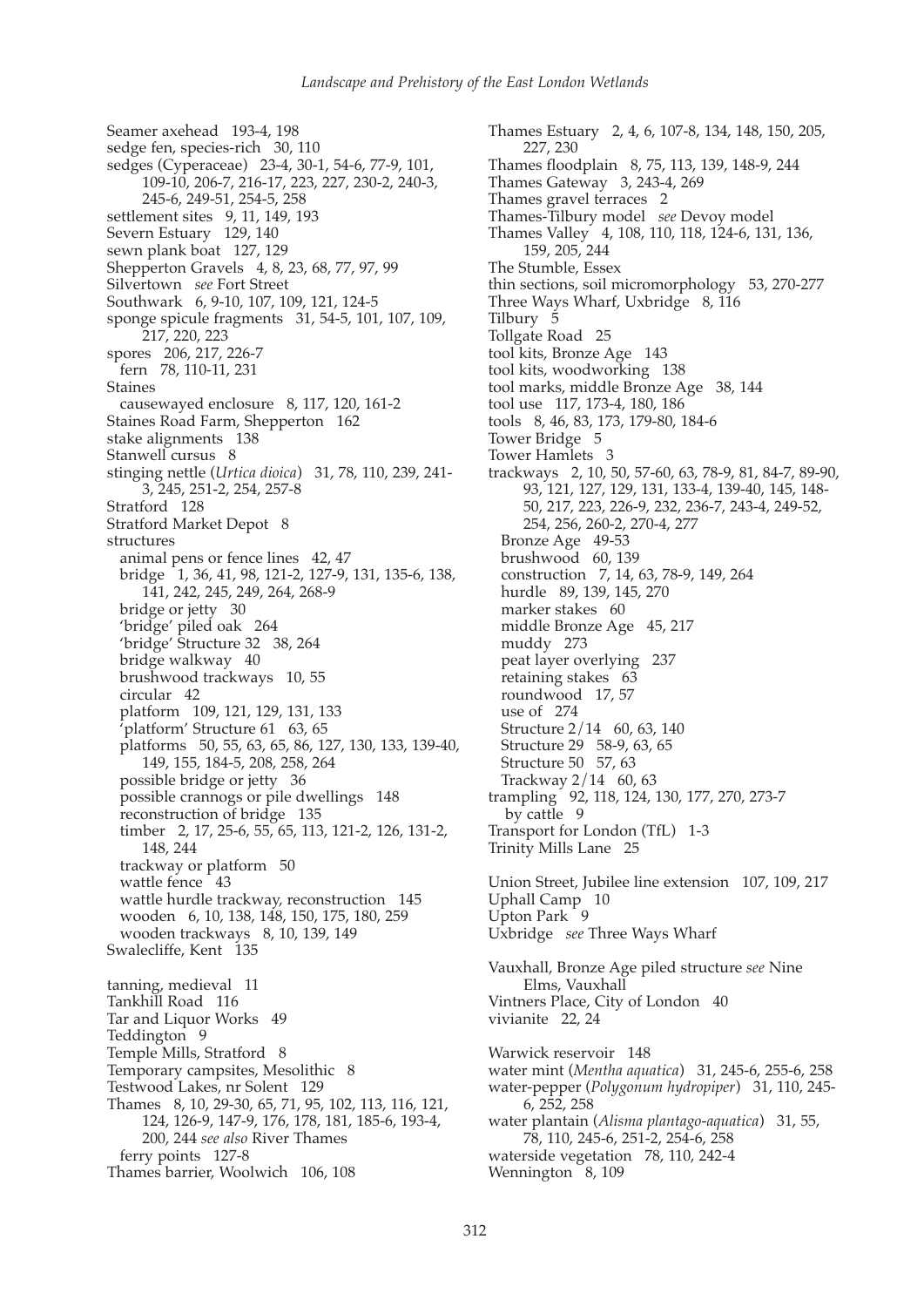Seamer axehead 193-4, 198
sedge fen, species-rich 30, 110
sedges (Cyperaceae) 23-4, 30-1, 54-6, 77-9, 101, 109-10, 206-7, 216-17, 223, 227, 230-2, 240-3, 245-6, 249-51, 254-5, 258
settlement sites 9, 11, 149, 193
Severn Estuary 129, 140
sewn plank boat 127, 129
Shepperton Gravels 4, 8, 23, 68, 77, 97, 99
Silvertown *see* Fort Street
Southwark 6, 9-10, 107, 109, 121, 124-5
sponge spicule fragments 31, 54-5, 101, 107, 109, 217, 220, 223
spores 206, 217, 226-7
  fern 78, 110-11, 231
Staines
  causewayed enclosure 8, 117, 120, 161-2
Staines Road Farm, Shepperton 162
stake alignments 138
Stanwell cursus 8
stinging nettle (*Urtica dioica*) 31, 78, 110, 239, 241-3, 245, 251-2, 254, 257-8
Stratford 128
Stratford Market Depot 8
structures
  animal pens or fence lines 42, 47
  bridge 1, 36, 41, 98, 121-2, 127-9, 131, 135-6, 138, 141, 242, 245, 249, 264, 268-9
  bridge or jetty 30
  'bridge' piled oak 264
  'bridge' Structure 32 38, 264
  bridge walkway 40
  brushwood trackways 10, 55
  circular 42
  platform 109, 121, 129, 131, 133
  'platform' Structure 61 63, 65
  platforms 50, 55, 63, 65, 86, 127, 130, 133, 139-40, 149, 155, 184-5, 208, 258, 264
  possible bridge or jetty 36
  possible crannogs or pile dwellings 148
  reconstruction of bridge 135
  timber 2, 17, 25-6, 55, 65, 113, 121-2, 126, 131-2, 148, 244
  trackway or platform 50
  wattle fence 43
  wattle hurdle trackway, reconstruction 145
  wooden 6, 10, 138, 148, 150, 175, 180, 259
  wooden trackways 8, 10, 139, 149
Swalecliffe, Kent 135

tanning, medieval 11
Tankhill Road 116
Tar and Liquor Works 49
Teddington 9
Temple Mills, Stratford 8
Temporary campsites, Mesolithic 8
Testwood Lakes, nr Solent 129
Thames 8, 10, 29-30, 65, 71, 95, 102, 113, 116, 121, 124, 126-9, 147-9, 176, 178, 181, 185-6, 193-4, 200, 244 *see also* River Thames
  ferry points 127-8
Thames barrier, Woolwich 106, 108
Thames Estuary 2, 4, 6, 107-8, 134, 148, 150, 205, 227, 230
Thames floodplain 8, 75, 113, 139, 148-9, 244
Thames Gateway 3, 243-4, 269
Thames gravel terraces 2
Thames-Tilbury model *see* Devoy model
Thames Valley 4, 108, 110, 118, 124-6, 131, 136, 159, 205, 244
The Stumble, Essex
thin sections, soil micromorphology 53, 270-277
Three Ways Wharf, Uxbridge 8, 116
Tilbury 5
Tollgate Road 25
tool kits, Bronze Age 143
tool kits, woodworking 138
tool marks, middle Bronze Age 38, 144
tool use 117, 173-4, 180, 186
tools 8, 46, 83, 173, 179-80, 184-6
Tower Bridge 5
Tower Hamlets 3
trackways 2, 10, 50, 57-60, 63, 78-9, 81, 84-7, 89-90, 93, 121, 127, 129, 131, 133-4, 139-40, 145, 148-50, 217, 223, 226-9, 232, 236-7, 243-4, 249-52, 254, 256, 260-2, 270-4, 277
  Bronze Age 49-53
  brushwood 60, 139
  construction 7, 14, 63, 78-9, 149, 264
  hurdle 89, 139, 145, 270
  marker stakes 60
  middle Bronze Age 45, 217
  muddy 273
  peat layer overlying 237
  retaining stakes 63
  roundwood 17, 57
  use of 274
  Structure 2/14 60, 63, 140
  Structure 29 58-9, 63, 65
  Structure 50 57, 63
  Trackway 2/14 60, 63
trampling 92, 118, 124, 130, 177, 270, 273-7
  by cattle 9
Transport for London (TfL) 1-3
Trinity Mills Lane 25

Union Street, Jubilee line extension 107, 109, 217
Uphall Camp 10
Upton Park 9
Uxbridge *see* Three Ways Wharf

Vauxhall, Bronze Age piled structure *see* Nine Elms, Vauxhall
Vintners Place, City of London 40
vivianite 22, 24

Warwick reservoir 148
water mint (*Mentha aquatica*) 31, 245-6, 255-6, 258
water-pepper (*Polygonum hydropiper*) 31, 110, 245-6, 252, 258
water plantain (*Alisma plantago-aquatica*) 31, 55, 78, 110, 245-6, 251-2, 254-6, 258
waterside vegetation 78, 110, 242-4
Wennington 8, 109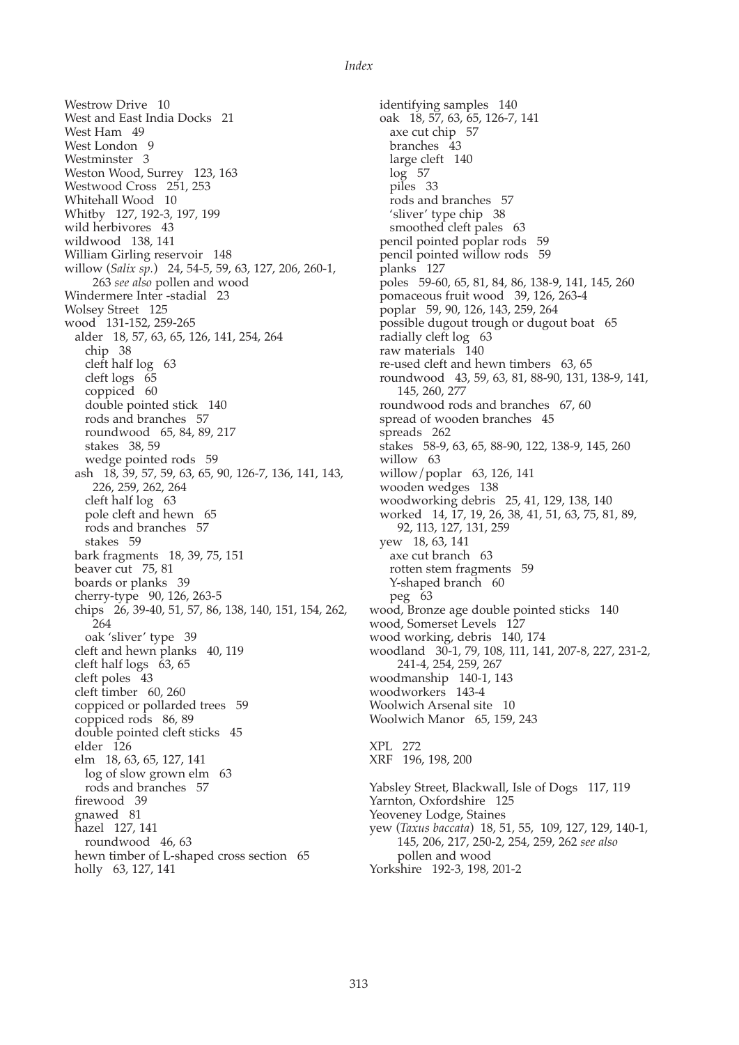Westrow Drive 10
West and East India Docks 21
West Ham 49
West London 9
Westminster 3
Weston Wood, Surrey 123, 163
Westwood Cross 251, 253
Whitehall Wood 10
Whitby 127, 192-3, 197, 199
wild herbivores 43
wildwood 138, 141
William Girling reservoir 148
willow (*Salix sp.*) 24, 54-5, 59, 63, 127, 206, 260-1, 263 *see also* pollen and wood
Windermere Inter -stadial 23
Wolsey Street 125
wood 131-152, 259-265
- alder 18, 57, 63, 65, 126, 141, 254, 264
  - chip 38
  - cleft half log 63
  - cleft logs 65
  - coppiced 60
  - double pointed stick 140
  - rods and branches 57
  - roundwood 65, 84, 89, 217
  - stakes 38, 59
  - wedge pointed rods 59
- ash 18, 39, 57, 59, 63, 65, 90, 126-7, 136, 141, 143, 226, 259, 262, 264
  - cleft half log 63
  - pole cleft and hewn 65
  - rods and branches 57
  - stakes 59
- bark fragments 18, 39, 75, 151
- beaver cut 75, 81
- boards or planks 39
- cherry-type 90, 126, 263-5
- chips 26, 39-40, 51, 57, 86, 138, 140, 151, 154, 262, 264
  - oak 'sliver' type 39
- cleft and hewn planks 40, 119
- cleft half logs 63, 65
- cleft poles 43
- cleft timber 60, 260
- coppiced or pollarded trees 59
- coppiced rods 86, 89
- double pointed cleft sticks 45
- elder 126
- elm 18, 63, 65, 127, 141
  - log of slow grown elm 63
  - rods and branches 57
- firewood 39
- gnawed 81
- hazel 127, 141
  - roundwood 46, 63
- hewn timber of L-shaped cross section 65
- holly 63, 127, 141
- identifying samples 140
- oak 18, 57, 63, 65, 126-7, 141
  - axe cut chip 57
  - branches 43
  - large cleft 140
  - log 57
  - piles 33
  - rods and branches 57
  - 'sliver' type chip 38
  - smoothed cleft pales 63
- pencil pointed poplar rods 59
- pencil pointed willow rods 59
- planks 127
- poles 59-60, 65, 81, 84, 86, 138-9, 141, 145, 260
- pomaceous fruit wood 39, 126, 263-4
- poplar 59, 90, 126, 143, 259, 264
- possible dugout trough or dugout boat 65
- radially cleft log 63
- raw materials 140
- re-used cleft and hewn timbers 63, 65
- roundwood 43, 59, 63, 81, 88-90, 131, 138-9, 141, 145, 260, 277
- roundwood rods and branches 67, 60
- spread of wooden branches 45
- spreads 262
- stakes 58-9, 63, 65, 88-90, 122, 138-9, 145, 260
- willow 63
- willow/poplar 63, 126, 141
- wooden wedges 138
- woodworking debris 25, 41, 129, 138, 140
- worked 14, 17, 19, 26, 38, 41, 51, 63, 75, 81, 89, 92, 113, 127, 131, 259
- yew 18, 63, 141
  - axe cut branch 63
  - rotten stem fragments 59
  - Y-shaped branch 60
  - peg 63

wood, Bronze age double pointed sticks 140
wood, Somerset Levels 127
wood working, debris 140, 174
woodland 30-1, 79, 108, 111, 141, 207-8, 227, 231-2, 241-4, 254, 259, 267
woodmanship 140-1, 143
woodworkers 143-4
Woolwich Arsenal site 10
Woolwich Manor 65, 159, 243

XPL 272
XRF 196, 198, 200

Yabsley Street, Blackwall, Isle of Dogs 117, 119
Yarnton, Oxfordshire 125
Yeoveney Lodge, Staines
yew (*Taxus baccata*) 18, 51, 55, 109, 127, 129, 140-1, 145, 206, 217, 250-2, 254, 259, 262 *see also* pollen and wood
Yorkshire 192-3, 198, 201-2